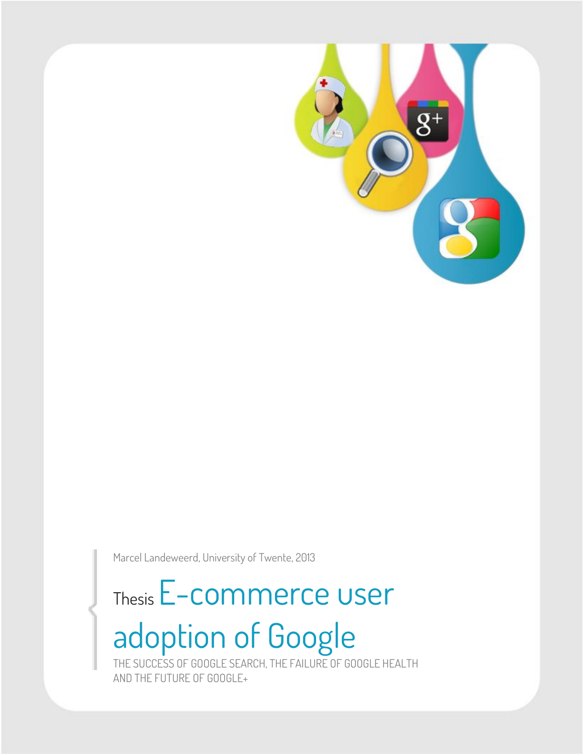Marcel Landeweerd, University of Twente, 2013

# Thesis E-commerce user adoption of Google

THE SUCCESS OF GOOGLE SEARCH, THE FAILURE OF GOOGLE HEALTH AND THE FUTURE OF GOOGLE+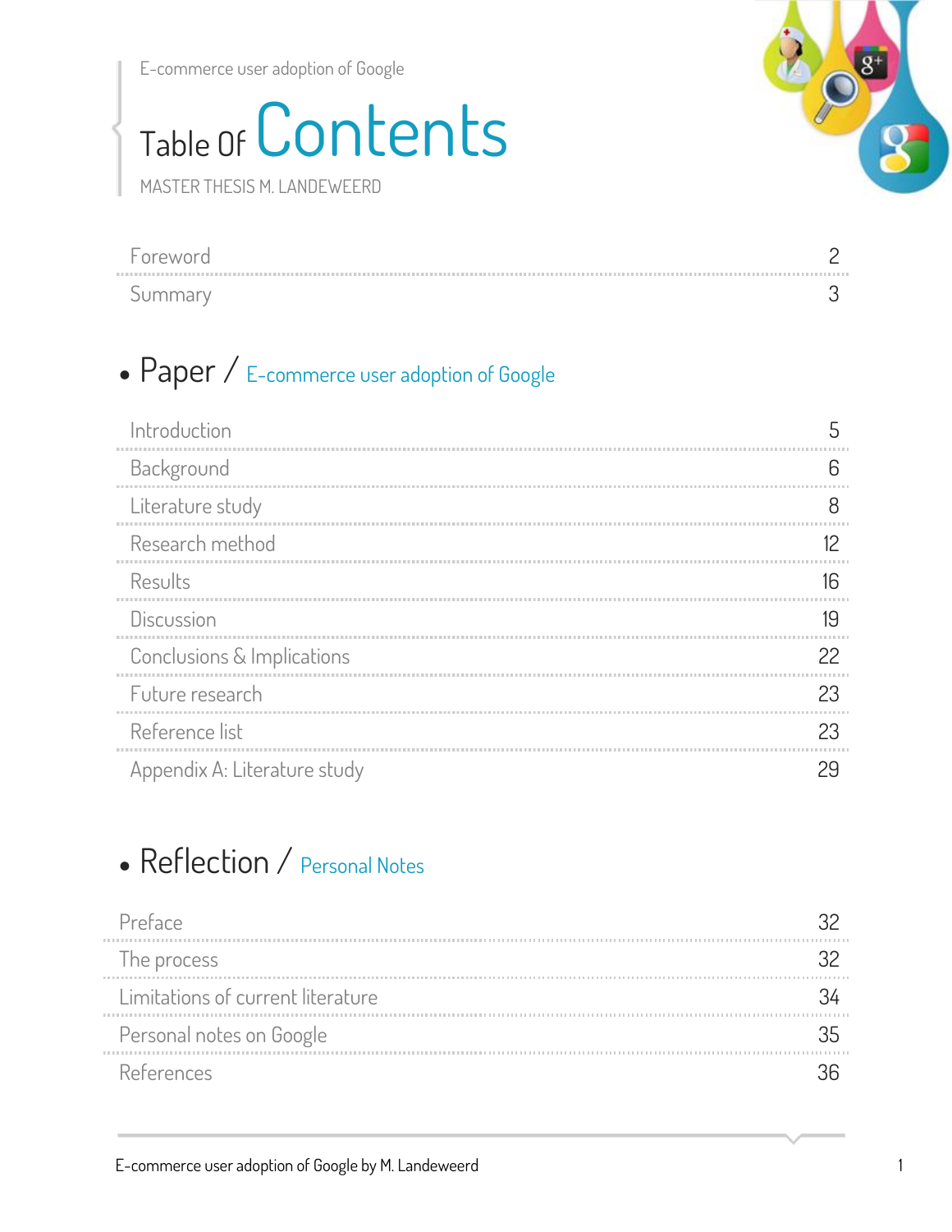E-commerce user adoption of Google

# Table Of Contents

MASTER THESIS M. LANDEWEERD

| | |
|---|---|
| Foreword | 2 |
| Summary | 3 |

## • Paper / E-commerce user adoption of Google

| | |
|---|---|
| Introduction | 5 |
| Background | 6 |
| Literature study | 8 |
| Research method | 12 |
| Results | 16 |
| Discussion | 19 |
| Conclusions & Implications | 22 |
| Future research | 23 |
| Reference list | 23 |
| Appendix A: Literature study | 29 |

## • Reflection / Personal Notes

| | |
|---|---|
| Preface | 32 |
| The process | 32 |
| Limitations of current literature | 34 |
| Personal notes on Google | 35 |
| References | 36 |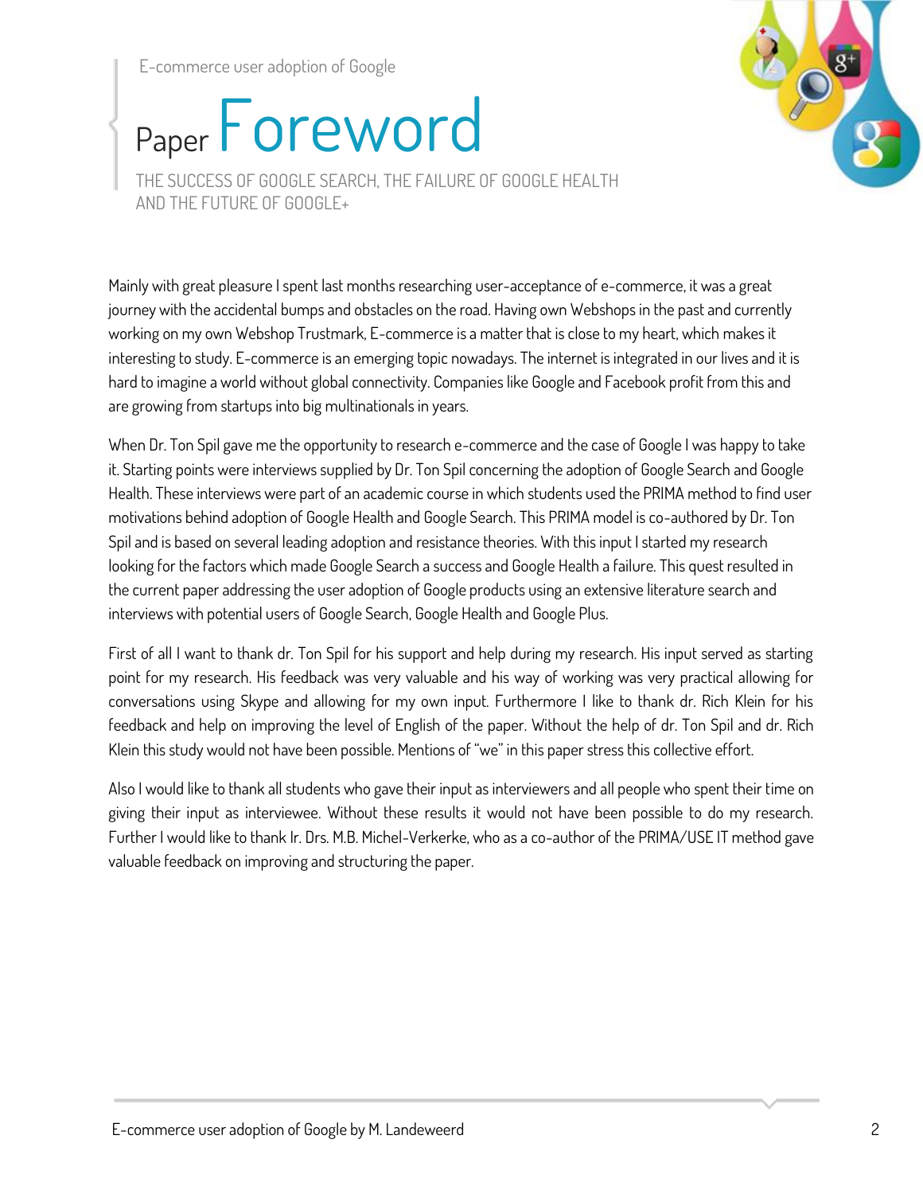# Paper Foreword

THE SUCCESS OF GOOGLE SEARCH, THE FAILURE OF GOOGLE HEALTH AND THE FUTURE OF GOOGLE+

Mainly with great pleasure I spent last months researching user-acceptance of e-commerce, it was a great journey with the accidental bumps and obstacles on the road. Having own Webshops in the past and currently working on my own Webshop Trustmark, E-commerce is a matter that is close to my heart, which makes it interesting to study. E-commerce is an emerging topic nowadays. The internet is integrated in our lives and it is hard to imagine a world without global connectivity. Companies like Google and Facebook profit from this and are growing from startups into big multinationals in years.

When Dr. Ton Spil gave me the opportunity to research e-commerce and the case of Google I was happy to take it. Starting points were interviews supplied by Dr. Ton Spil concerning the adoption of Google Search and Google Health. These interviews were part of an academic course in which students used the PRIMA method to find user motivations behind adoption of Google Health and Google Search. This PRIMA model is co-authored by Dr. Ton Spil and is based on several leading adoption and resistance theories. With this input I started my research looking for the factors which made Google Search a success and Google Health a failure. This quest resulted in the current paper addressing the user adoption of Google products using an extensive literature search and interviews with potential users of Google Search, Google Health and Google Plus.

First of all I want to thank dr. Ton Spil for his support and help during my research. His input served as starting point for my research. His feedback was very valuable and his way of working was very practical allowing for conversations using Skype and allowing for my own input. Furthermore I like to thank dr. Rich Klein for his feedback and help on improving the level of English of the paper. Without the help of dr. Ton Spil and dr. Rich Klein this study would not have been possible. Mentions of "we" in this paper stress this collective effort.

Also I would like to thank all students who gave their input as interviewers and all people who spent their time on giving their input as interviewee. Without these results it would not have been possible to do my research. Further I would like to thank Ir. Drs. M.B. Michel-Verkerke, who as a co-author of the PRIMA/USE IT method gave valuable feedback on improving and structuring the paper.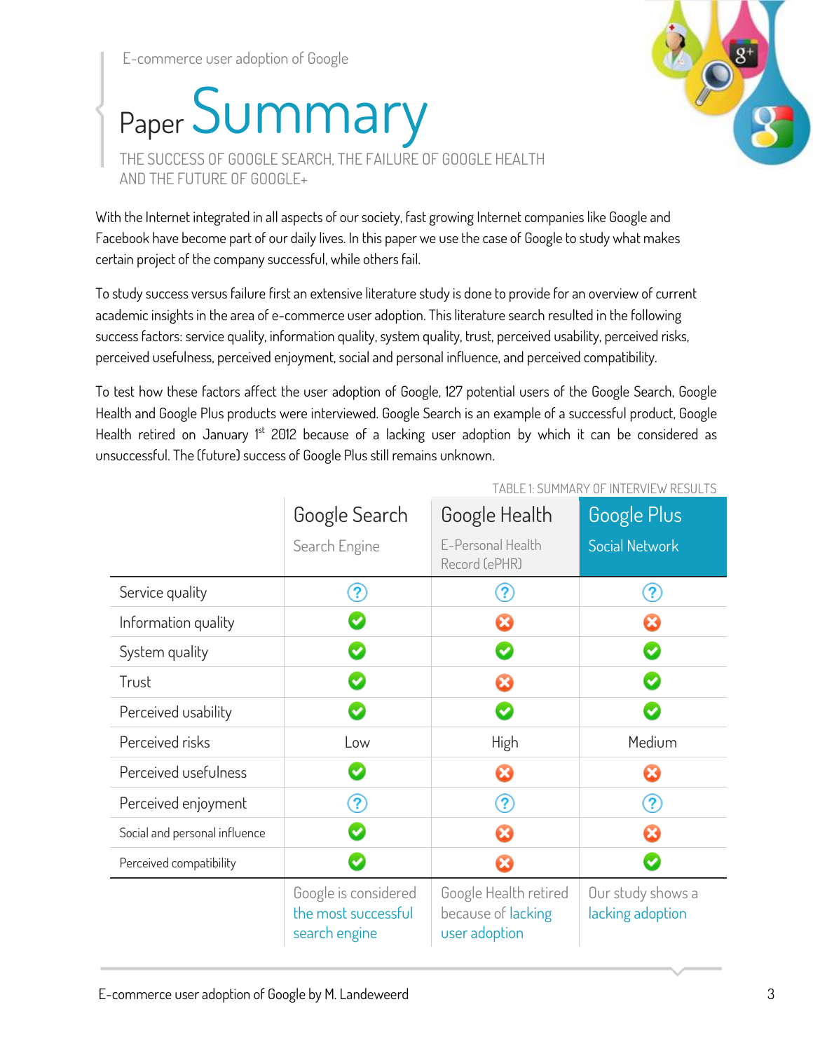E-commerce user adoption of Google

# Paper Summary

THE SUCCESS OF GOOGLE SEARCH, THE FAILURE OF GOOGLE HEALTH AND THE FUTURE OF GOOGLE+

With the Internet integrated in all aspects of our society, fast growing Internet companies like Google and Facebook have become part of our daily lives. In this paper we use the case of Google to study what makes certain project of the company successful, while others fail.

To study success versus failure first an extensive literature study is done to provide for an overview of current academic insights in the area of e-commerce user adoption. This literature search resulted in the following success factors: service quality, information quality, system quality, trust, perceived usability, perceived risks, perceived usefulness, perceived enjoyment, social and personal influence, and perceived compatibility.

To test how these factors affect the user adoption of Google, 127 potential users of the Google Search, Google Health and Google Plus products were interviewed. Google Search is an example of a successful product, Google Health retired on January 1st 2012 because of a lacking user adoption by which it can be considered as unsuccessful. The (future) success of Google Plus still remains unknown.

TABLE 1: SUMMARY OF INTERVIEW RESULTS

| | Google Search<br>Search Engine | Google Health<br>E-Personal Health Record (ePHR) | Google Plus<br>Social Network |
|---|---|---|---|
| Service quality | ? | ? | ? |
| Information quality | ✔ | ✘ | ✘ |
| System quality | ✔ | ✔ | ✔ |
| Trust | ✔ | ✘ | ✔ |
| Perceived usability | ✔ | ✔ | ✔ |
| Perceived risks | Low | High | Medium |
| Perceived usefulness | ✔ | ✘ | ✘ |
| Perceived enjoyment | ? | ? | ? |
| Social and personal influence | ✔ | ✘ | ✘ |
| Perceived compatibility | ✔ | ✘ | ✔ |
| | Google is considered the most successful search engine | Google Health retired because of lacking user adoption | Our study shows a lacking adoption |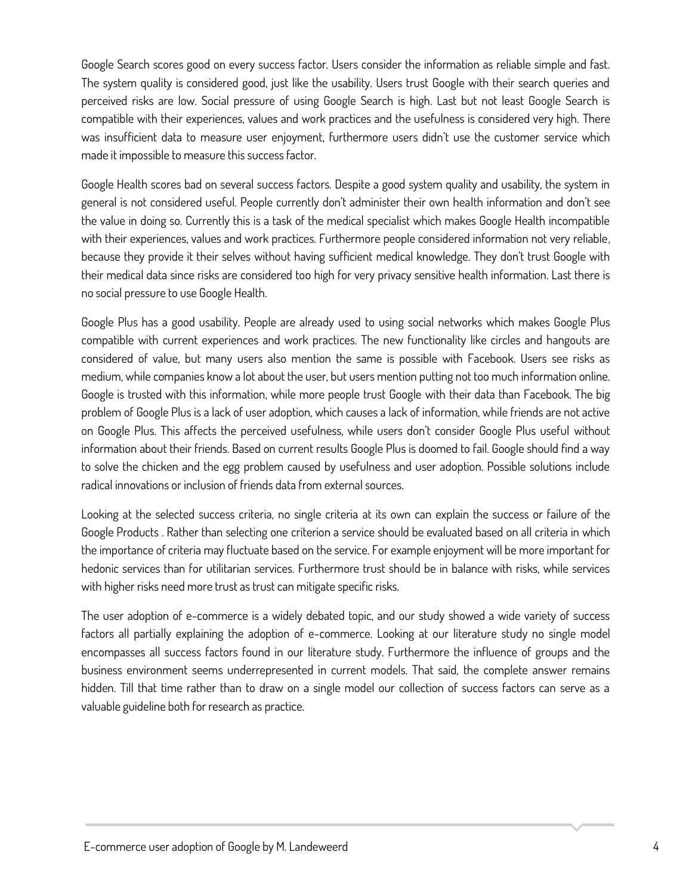Google Search scores good on every success factor. Users consider the information as reliable simple and fast. The system quality is considered good, just like the usability. Users trust Google with their search queries and perceived risks are low. Social pressure of using Google Search is high. Last but not least Google Search is compatible with their experiences, values and work practices and the usefulness is considered very high. There was insufficient data to measure user enjoyment, furthermore users didn't use the customer service which made it impossible to measure this success factor.

Google Health scores bad on several success factors. Despite a good system quality and usability, the system in general is not considered useful. People currently don't administer their own health information and don't see the value in doing so. Currently this is a task of the medical specialist which makes Google Health incompatible with their experiences, values and work practices. Furthermore people considered information not very reliable, because they provide it their selves without having sufficient medical knowledge. They don't trust Google with their medical data since risks are considered too high for very privacy sensitive health information. Last there is no social pressure to use Google Health.

Google Plus has a good usability. People are already used to using social networks which makes Google Plus compatible with current experiences and work practices. The new functionality like circles and hangouts are considered of value, but many users also mention the same is possible with Facebook. Users see risks as medium, while companies know a lot about the user, but users mention putting not too much information online. Google is trusted with this information, while more people trust Google with their data than Facebook. The big problem of Google Plus is a lack of user adoption, which causes a lack of information, while friends are not active on Google Plus. This affects the perceived usefulness, while users don't consider Google Plus useful without information about their friends. Based on current results Google Plus is doomed to fail. Google should find a way to solve the chicken and the egg problem caused by usefulness and user adoption. Possible solutions include radical innovations or inclusion of friends data from external sources.

Looking at the selected success criteria, no single criteria at its own can explain the success or failure of the Google Products . Rather than selecting one criterion a service should be evaluated based on all criteria in which the importance of criteria may fluctuate based on the service. For example enjoyment will be more important for hedonic services than for utilitarian services. Furthermore trust should be in balance with risks, while services with higher risks need more trust as trust can mitigate specific risks.

The user adoption of e-commerce is a widely debated topic, and our study showed a wide variety of success factors all partially explaining the adoption of e-commerce. Looking at our literature study no single model encompasses all success factors found in our literature study. Furthermore the influence of groups and the business environment seems underrepresented in current models. That said, the complete answer remains hidden. Till that time rather than to draw on a single model our collection of success factors can serve as a valuable guideline both for research as practice.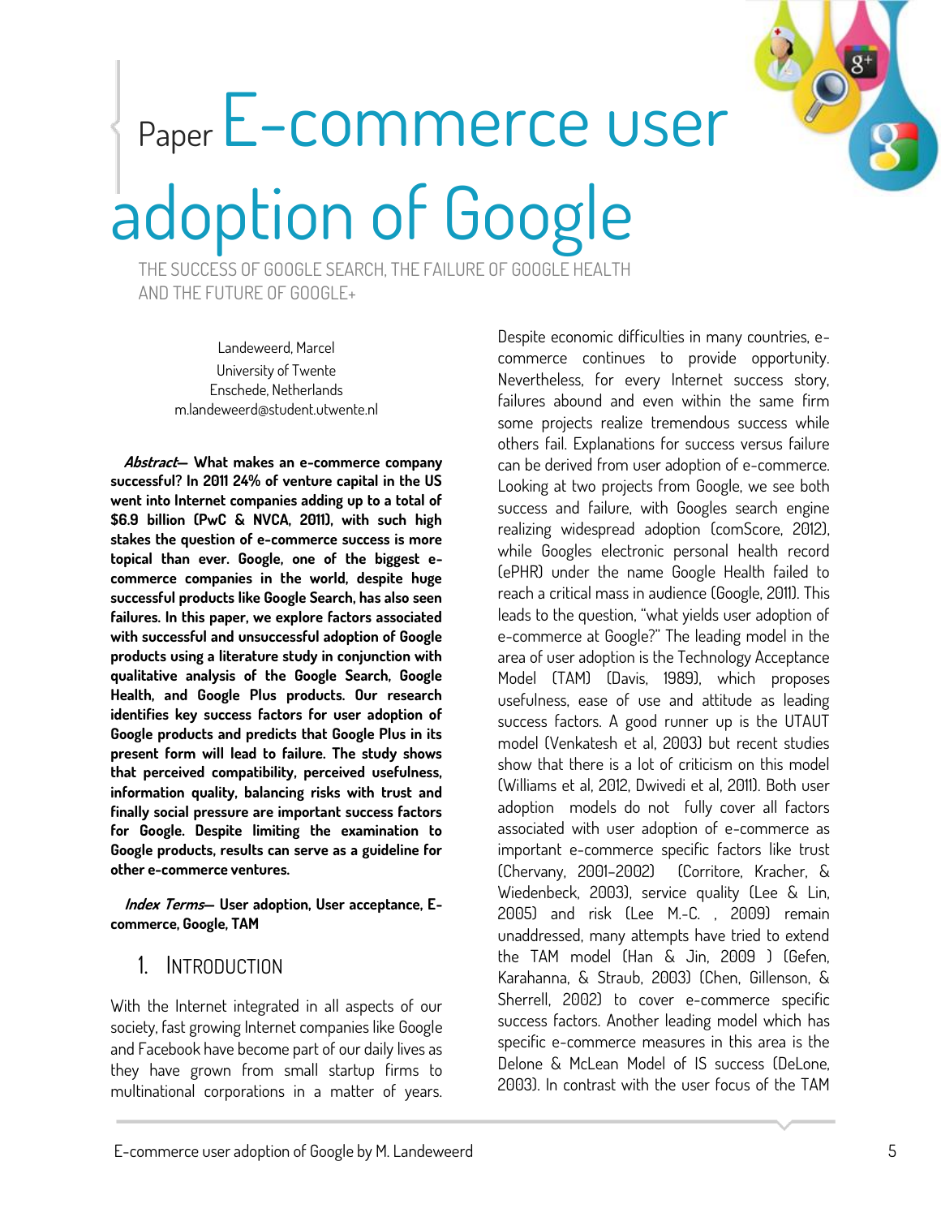Paper

# E-commerce user adoption of Google

THE SUCCESS OF GOOGLE SEARCH, THE FAILURE OF GOOGLE HEALTH AND THE FUTURE OF GOOGLE+

Landeweerd, Marcel
University of Twente
Enschede, Netherlands
m.landeweerd@student.utwente.nl

***Abstract*— What makes an e-commerce company successful? In 2011 24% of venture capital in the US went into Internet companies adding up to a total of $6.9 billion (PwC & NVCA, 2011), with such high stakes the question of e-commerce success is more topical than ever. Google, one of the biggest e-commerce companies in the world, despite huge successful products like Google Search, has also seen failures. In this paper, we explore factors associated with successful and unsuccessful adoption of Google products using a literature study in conjunction with qualitative analysis of the Google Search, Google Health, and Google Plus products. Our research identifies key success factors for user adoption of Google products and predicts that Google Plus in its present form will lead to failure. The study shows that perceived compatibility, perceived usefulness, information quality, balancing risks with trust and finally social pressure are important success factors for Google. Despite limiting the examination to Google products, results can serve as a guideline for other e-commerce ventures.**

***Index Terms*— User adoption, User acceptance, E-commerce, Google, TAM**

## 1. Introduction

With the Internet integrated in all aspects of our society, fast growing Internet companies like Google and Facebook have become part of our daily lives as they have grown from small startup firms to multinational corporations in a matter of years. Despite economic difficulties in many countries, e-commerce continues to provide opportunity. Nevertheless, for every Internet success story, failures abound and even within the same firm some projects realize tremendous success while others fail. Explanations for success versus failure can be derived from user adoption of e-commerce. Looking at two projects from Google, we see both success and failure, with Googles search engine realizing widespread adoption (comScore, 2012), while Googles electronic personal health record (ePHR) under the name Google Health failed to reach a critical mass in audience (Google, 2011). This leads to the question, "what yields user adoption of e-commerce at Google?" The leading model in the area of user adoption is the Technology Acceptance Model (TAM) (Davis, 1989), which proposes usefulness, ease of use and attitude as leading success factors. A good runner up is the UTAUT model (Venkatesh et al, 2003) but recent studies show that there is a lot of criticism on this model (Williams et al, 2012, Dwivedi et al, 2011). Both user adoption models do not fully cover all factors associated with user adoption of e-commerce as important e-commerce specific factors like trust (Chervany, 2001-2002) (Corritore, Kracher, & Wiedenbeck, 2003), service quality (Lee & Lin, 2005) and risk (Lee M.-C. , 2009) remain unaddressed, many attempts have tried to extend the TAM model (Han & Jin, 2009 ) (Gefen, Karahanna, & Straub, 2003) (Chen, Gillenson, & Sherrell, 2002) to cover e-commerce specific success factors. Another leading model which has specific e-commerce measures in this area is the Delone & McLean Model of IS success (DeLone, 2003). In contrast with the user focus of the TAM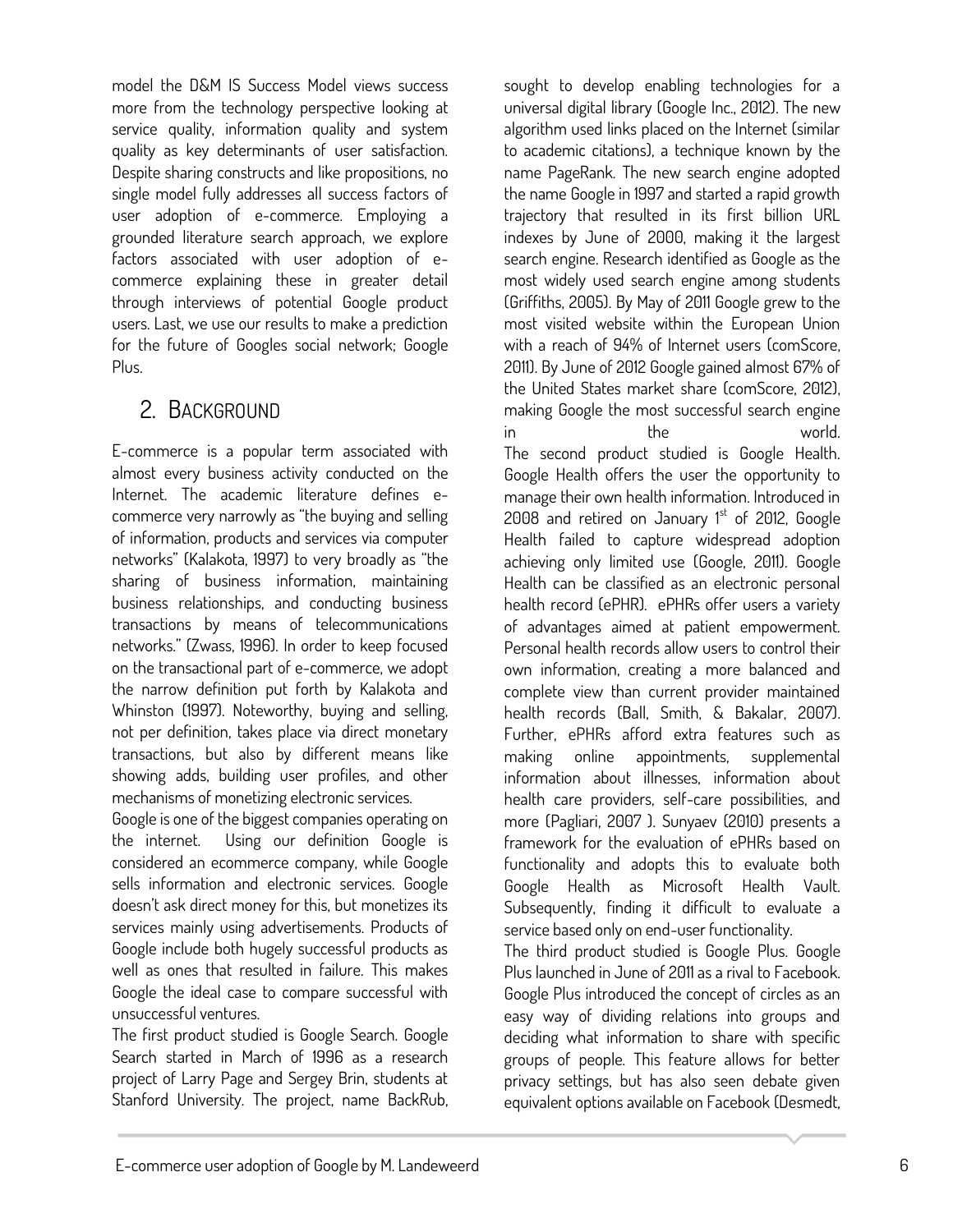model the D&M IS Success Model views success more from the technology perspective looking at service quality, information quality and system quality as key determinants of user satisfaction. Despite sharing constructs and like propositions, no single model fully addresses all success factors of user adoption of e-commerce. Employing a grounded literature search approach, we explore factors associated with user adoption of e-commerce explaining these in greater detail through interviews of potential Google product users. Last, we use our results to make a prediction for the future of Googles social network; Google Plus.

## 2. Background

E-commerce is a popular term associated with almost every business activity conducted on the Internet. The academic literature defines e-commerce very narrowly as "the buying and selling of information, products and services via computer networks" (Kalakota, 1997) to very broadly as "the sharing of business information, maintaining business relationships, and conducting business transactions by means of telecommunications networks." (Zwass, 1996). In order to keep focused on the transactional part of e-commerce, we adopt the narrow definition put forth by Kalakota and Whinston (1997). Noteworthy, buying and selling, not per definition, takes place via direct monetary transactions, but also by different means like showing adds, building user profiles, and other mechanisms of monetizing electronic services.

Google is one of the biggest companies operating on the internet. Using our definition Google is considered an ecommerce company, while Google sells information and electronic services. Google doesn't ask direct money for this, but monetizes its services mainly using advertisements. Products of Google include both hugely successful products as well as ones that resulted in failure. This makes Google the ideal case to compare successful with unsuccessful ventures.

The first product studied is Google Search. Google Search started in March of 1996 as a research project of Larry Page and Sergey Brin, students at Stanford University. The project, name BackRub, sought to develop enabling technologies for a universal digital library (Google Inc., 2012). The new algorithm used links placed on the Internet (similar to academic citations), a technique known by the name PageRank. The new search engine adopted the name Google in 1997 and started a rapid growth trajectory that resulted in its first billion URL indexes by June of 2000, making it the largest search engine. Research identified as Google as the most widely used search engine among students (Griffiths, 2005). By May of 2011 Google grew to the most visited website within the European Union with a reach of 94% of Internet users (comScore, 2011). By June of 2012 Google gained almost 67% of the United States market share (comScore, 2012), making Google the most successful search engine in the world.

The second product studied is Google Health. Google Health offers the user the opportunity to manage their own health information. Introduced in 2008 and retired on January 1st of 2012, Google Health failed to capture widespread adoption achieving only limited use (Google, 2011). Google Health can be classified as an electronic personal health record (ePHR). ePHRs offer users a variety of advantages aimed at patient empowerment. Personal health records allow users to control their own information, creating a more balanced and complete view than current provider maintained health records (Ball, Smith, & Bakalar, 2007). Further, ePHRs afford extra features such as making online appointments, supplemental information about illnesses, information about health care providers, self-care possibilities, and more (Pagliari, 2007 ). Sunyaev (2010) presents a framework for the evaluation of ePHRs based on functionality and adopts this to evaluate both Google Health as Microsoft Health Vault. Subsequently, finding it difficult to evaluate a service based only on end-user functionality.

The third product studied is Google Plus. Google Plus launched in June of 2011 as a rival to Facebook. Google Plus introduced the concept of circles as an easy way of dividing relations into groups and deciding what information to share with specific groups of people. This feature allows for better privacy settings, but has also seen debate given equivalent options available on Facebook (Desmedt,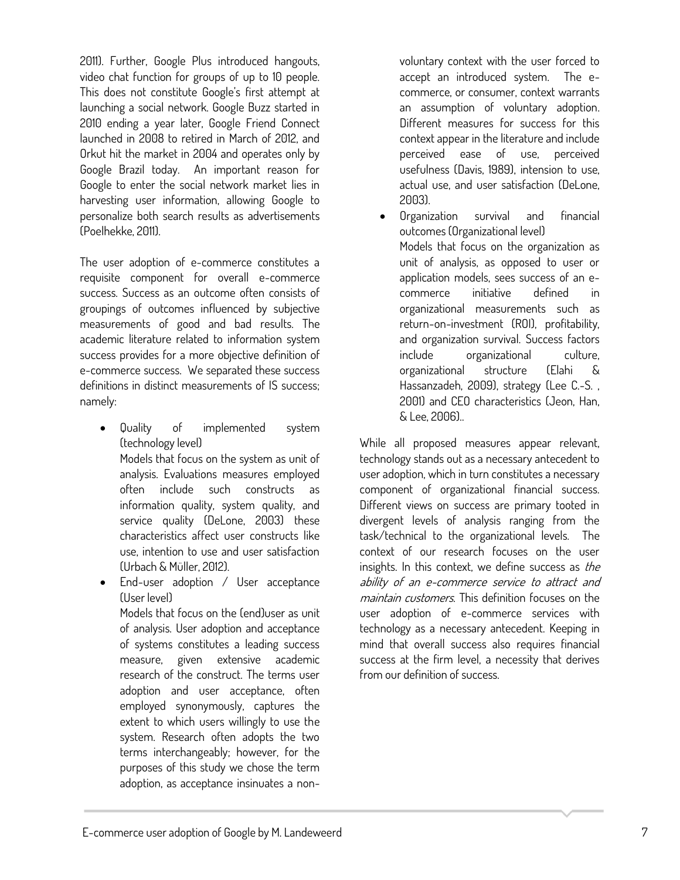2011). Further, Google Plus introduced hangouts, video chat function for groups of up to 10 people. This does not constitute Google's first attempt at launching a social network. Google Buzz started in 2010 ending a year later, Google Friend Connect launched in 2008 to retired in March of 2012, and Orkut hit the market in 2004 and operates only by Google Brazil today. An important reason for Google to enter the social network market lies in harvesting user information, allowing Google to personalize both search results as advertisements (Poelhekke, 2011).

The user adoption of e-commerce constitutes a requisite component for overall e-commerce success. Success as an outcome often consists of groupings of outcomes influenced by subjective measurements of good and bad results. The academic literature related to information system success provides for a more objective definition of e-commerce success. We separated these success definitions in distinct measurements of IS success; namely:

- Quality of implemented system (technology level)
  Models that focus on the system as unit of analysis. Evaluations measures employed often include such constructs as information quality, system quality, and service quality (DeLone, 2003) these characteristics affect user constructs like use, intention to use and user satisfaction (Urbach & Müller, 2012).
- End-user adoption / User acceptance (User level)
  Models that focus on the (end)user as unit of analysis. User adoption and acceptance of systems constitutes a leading success measure, given extensive academic research of the construct. The terms user adoption and user acceptance, often employed synonymously, captures the extent to which users willingly to use the system. Research often adopts the two terms interchangeably; however, for the purposes of this study we chose the term adoption, as acceptance insinuates a non-voluntary context with the user forced to accept an introduced system. The e-commerce, or consumer, context warrants an assumption of voluntary adoption. Different measures for success for this context appear in the literature and include perceived ease of use, perceived usefulness (Davis, 1989), intension to use, actual use, and user satisfaction (DeLone, 2003).
- Organization survival and financial outcomes (Organizational level)
  Models that focus on the organization as unit of analysis, as opposed to user or application models, sees success of an e-commerce initiative defined in organizational measurements such as return-on-investment (ROI), profitability, and organization survival. Success factors include organizational culture, organizational structure (Elahi & Hassanzadeh, 2009), strategy (Lee C.-S. , 2001) and CEO characteristics (Jeon, Han, & Lee, 2006)..

While all proposed measures appear relevant, technology stands out as a necessary antecedent to user adoption, which in turn constitutes a necessary component of organizational financial success. Different views on success are primary tooted in divergent levels of analysis ranging from the task/technical to the organizational levels. The context of our research focuses on the user insights. In this context, we define success as *the ability of an e-commerce service to attract and maintain customers*. This definition focuses on the user adoption of e-commerce services with technology as a necessary antecedent. Keeping in mind that overall success also requires financial success at the firm level, a necessity that derives from our definition of success.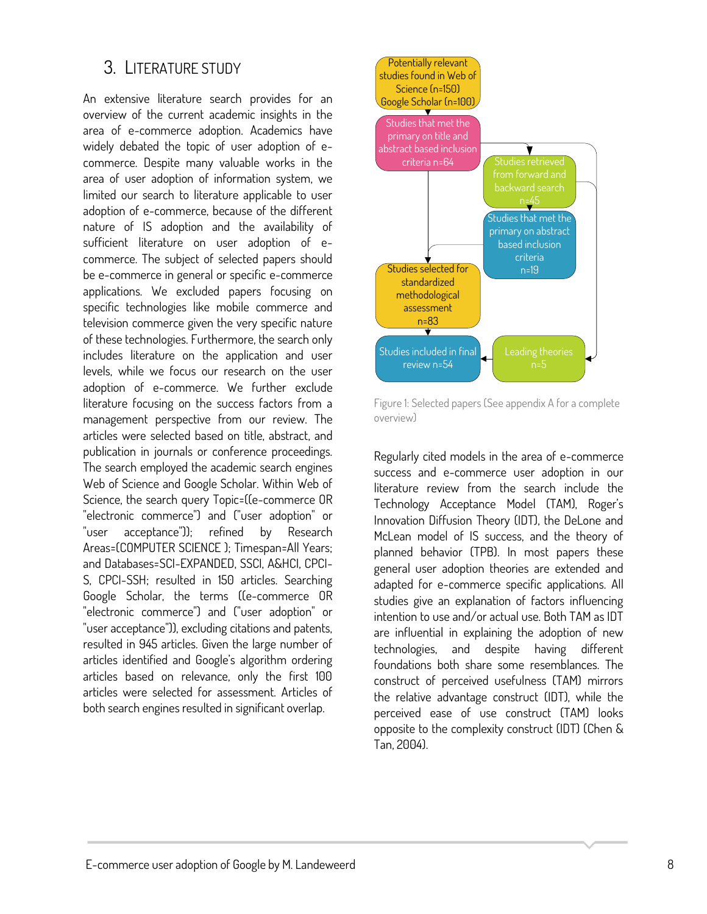## 3. Literature Study

An extensive literature search provides for an overview of the current academic insights in the area of e-commerce adoption. Academics have widely debated the topic of user adoption of e-commerce. Despite many valuable works in the area of user adoption of information system, we limited our search to literature applicable to user adoption of e-commerce, because of the different nature of IS adoption and the availability of sufficient literature on user adoption of e-commerce. The subject of selected papers should be e-commerce in general or specific e-commerce applications. We excluded papers focusing on specific technologies like mobile commerce and television commerce given the very specific nature of these technologies. Furthermore, the search only includes literature on the application and user levels, while we focus our research on the user adoption of e-commerce. We further exclude literature focusing on the success factors from a management perspective from our review. The articles were selected based on title, abstract, and publication in journals or conference proceedings. The search employed the academic search engines Web of Science and Google Scholar. Within Web of Science, the search query Topic=((e-commerce OR "electronic commerce") and ("user adoption" or "user acceptance")); refined by Research Areas=(COMPUTER SCIENCE ); Timespan=All Years; and Databases=SCI-EXPANDED, SSCI, A&HCI, CPCI-S, CPCI-SSH; resulted in 150 articles. Searching Google Scholar, the terms ((e-commerce OR "electronic commerce") and ("user adoption" or "user acceptance")), excluding citations and patents, resulted in 945 articles. Given the large number of articles identified and Google's algorithm ordering articles based on relevance, only the first 100 articles were selected for assessment. Articles of both search engines resulted in significant overlap.

Potentially relevant studies found in Web of Science (n=150) Google Scholar (n=100)

Studies that met the primary on title and abstract based inclusion criteria n=64

Studies retrieved from forward and backward search n=45

Studies that met the primary on abstract based inclusion criteria n=19

Studies selected for standardized methodological assessment n=83

Studies included in final review n=54

Leading theories n=5

Figure 1: Selected papers (See appendix A for a complete overview)

Regularly cited models in the area of e-commerce success and e-commerce user adoption in our literature review from the search include the Technology Acceptance Model (TAM), Roger's Innovation Diffusion Theory (IDT), the DeLone and McLean model of IS success, and the theory of planned behavior (TPB). In most papers these general user adoption theories are extended and adapted for e-commerce specific applications. All studies give an explanation of factors influencing intention to use and/or actual use. Both TAM as IDT are influential in explaining the adoption of new technologies, and despite having different foundations both share some resemblances. The construct of perceived usefulness (TAM) mirrors the relative advantage construct (IDT), while the perceived ease of use construct (TAM) looks opposite to the complexity construct (IDT) (Chen & Tan, 2004).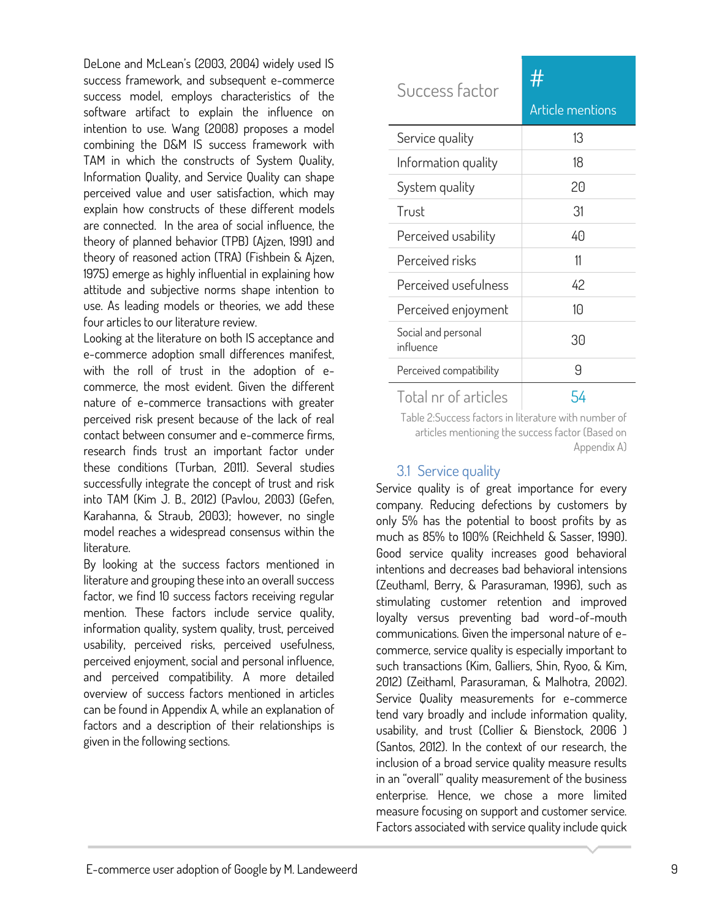DeLone and McLean's (2003, 2004) widely used IS success framework, and subsequent e-commerce success model, employs characteristics of the software artifact to explain the influence on intention to use. Wang (2008) proposes a model combining the D&M IS success framework with TAM in which the constructs of System Quality, Information Quality, and Service Quality can shape perceived value and user satisfaction, which may explain how constructs of these different models are connected. In the area of social influence, the theory of planned behavior (TPB) (Ajzen, 1991) and theory of reasoned action (TRA) (Fishbein & Ajzen, 1975) emerge as highly influential in explaining how attitude and subjective norms shape intention to use. As leading models or theories, we add these four articles to our literature review.

Looking at the literature on both IS acceptance and e-commerce adoption small differences manifest, with the roll of trust in the adoption of e-commerce, the most evident. Given the different nature of e-commerce transactions with greater perceived risk present because of the lack of real contact between consumer and e-commerce firms, research finds trust an important factor under these conditions (Turban, 2011). Several studies successfully integrate the concept of trust and risk into TAM (Kim J. B., 2012) (Pavlou, 2003) (Gefen, Karahanna, & Straub, 2003); however, no single model reaches a widespread consensus within the literature.

By looking at the success factors mentioned in literature and grouping these into an overall success factor, we find 10 success factors receiving regular mention. These factors include service quality, information quality, system quality, trust, perceived usability, perceived risks, perceived usefulness, perceived enjoyment, social and personal influence, and perceived compatibility. A more detailed overview of success factors mentioned in articles can be found in Appendix A, while an explanation of factors and a description of their relationships is given in the following sections.

| Success factor | # Article mentions |
|---|---|
| Service quality | 13 |
| Information quality | 18 |
| System quality | 20 |
| Trust | 31 |
| Perceived usability | 40 |
| Perceived risks | 11 |
| Perceived usefulness | 42 |
| Perceived enjoyment | 10 |
| Social and personal influence | 30 |
| Perceived compatibility | 9 |
| Total nr of articles | 54 |

Table 2: Success factors in literature with number of articles mentioning the success factor (Based on Appendix A)

## 3.1 Service quality

Service quality is of great importance for every company. Reducing defections by customers by only 5% has the potential to boost profits by as much as 85% to 100% (Reichheld & Sasser, 1990). Good service quality increases good behavioral intentions and decreases bad behavioral intensions (Zeuthaml, Berry, & Parasuraman, 1996), such as stimulating customer retention and improved loyalty versus preventing bad word-of-mouth communications. Given the impersonal nature of e-commerce, service quality is especially important to such transactions (Kim, Galliers, Shin, Ryoo, & Kim, 2012) (Zeithaml, Parasuraman, & Malhotra, 2002). Service Quality measurements for e-commerce tend vary broadly and include information quality, usability, and trust (Collier & Bienstock, 2006 ) (Santos, 2012). In the context of our research, the inclusion of a broad service quality measure results in an "overall" quality measurement of the business enterprise. Hence, we chose a more limited measure focusing on support and customer service. Factors associated with service quality include quick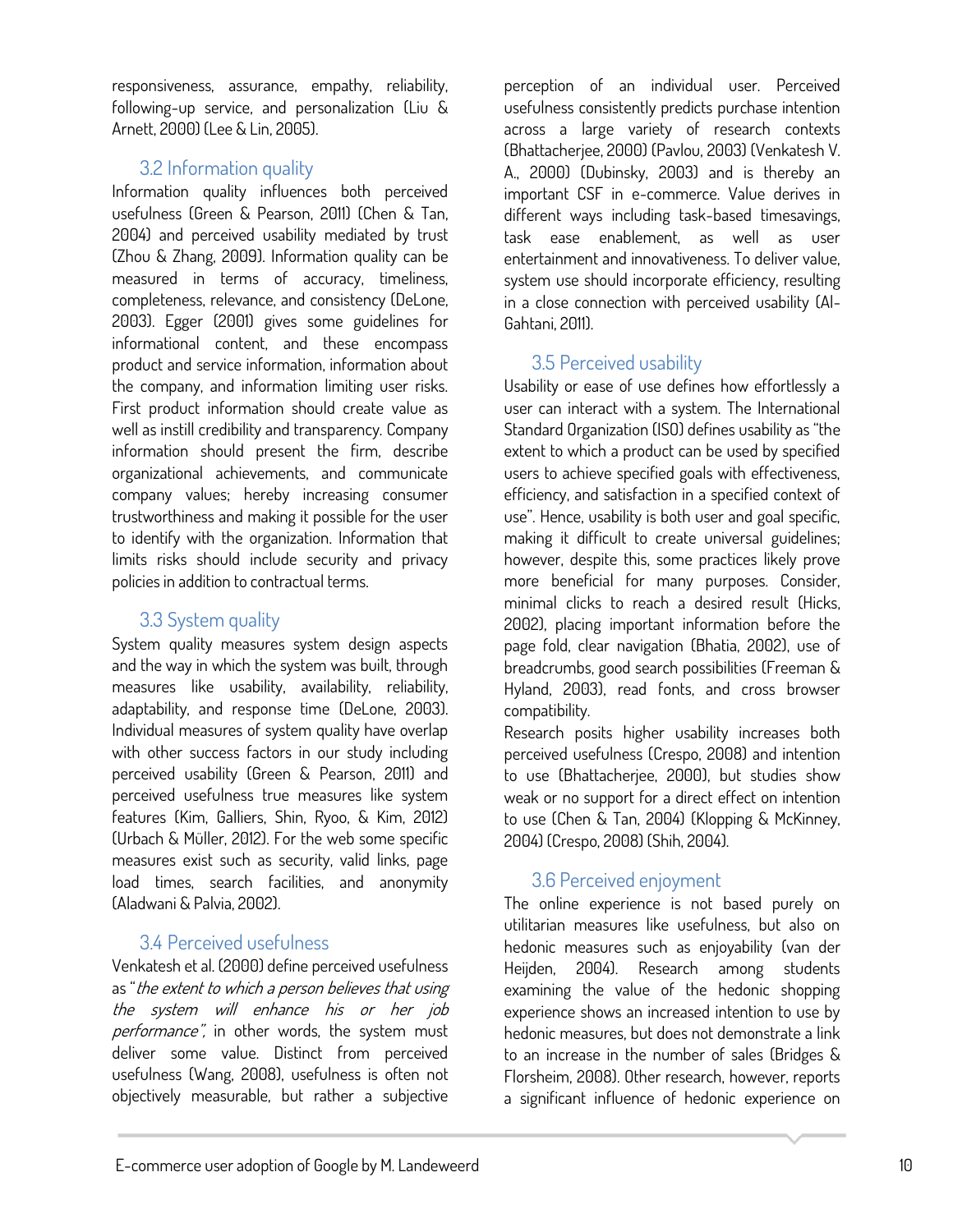responsiveness, assurance, empathy, reliability, following-up service, and personalization (Liu & Arnett, 2000) (Lee & Lin, 2005).

## 3.2 Information quality

Information quality influences both perceived usefulness (Green & Pearson, 2011) (Chen & Tan, 2004) and perceived usability mediated by trust (Zhou & Zhang, 2009). Information quality can be measured in terms of accuracy, timeliness, completeness, relevance, and consistency (DeLone, 2003). Egger (2001) gives some guidelines for informational content, and these encompass product and service information, information about the company, and information limiting user risks. First product information should create value as well as instill credibility and transparency. Company information should present the firm, describe organizational achievements, and communicate company values; hereby increasing consumer trustworthiness and making it possible for the user to identify with the organization. Information that limits risks should include security and privacy policies in addition to contractual terms.

## 3.3 System quality

System quality measures system design aspects and the way in which the system was built, through measures like usability, availability, reliability, adaptability, and response time (DeLone, 2003). Individual measures of system quality have overlap with other success factors in our study including perceived usability (Green & Pearson, 2011) and perceived usefulness true measures like system features (Kim, Galliers, Shin, Ryoo, & Kim, 2012) (Urbach & Müller, 2012). For the web some specific measures exist such as security, valid links, page load times, search facilities, and anonymity (Aladwani & Palvia, 2002).

## 3.4 Perceived usefulness

Venkatesh et al. (2000) define perceived usefulness as "*the extent to which a person believes that using the system will enhance his or her job performance*", in other words, the system must deliver some value. Distinct from perceived usefulness (Wang, 2008), usefulness is often not objectively measurable, but rather a subjective perception of an individual user. Perceived usefulness consistently predicts purchase intention across a large variety of research contexts (Bhattacherjee, 2000) (Pavlou, 2003) (Venkatesh V. A., 2000) (Dubinsky, 2003) and is thereby an important CSF in e-commerce. Value derives in different ways including task-based timesavings, task ease enablement, as well as user entertainment and innovativeness. To deliver value, system use should incorporate efficiency, resulting in a close connection with perceived usability (Al-Gahtani, 2011).

## 3.5 Perceived usability

Usability or ease of use defines how effortlessly a user can interact with a system. The International Standard Organization (ISO) defines usability as "the extent to which a product can be used by specified users to achieve specified goals with effectiveness, efficiency, and satisfaction in a specified context of use". Hence, usability is both user and goal specific, making it difficult to create universal guidelines; however, despite this, some practices likely prove more beneficial for many purposes. Consider, minimal clicks to reach a desired result (Hicks, 2002), placing important information before the page fold, clear navigation (Bhatia, 2002), use of breadcrumbs, good search possibilities (Freeman & Hyland, 2003), read fonts, and cross browser compatibility.

Research posits higher usability increases both perceived usefulness (Crespo, 2008) and intention to use (Bhattacherjee, 2000), but studies show weak or no support for a direct effect on intention to use (Chen & Tan, 2004) (Klopping & McKinney, 2004) (Crespo, 2008) (Shih, 2004).

## 3.6 Perceived enjoyment

The online experience is not based purely on utilitarian measures like usefulness, but also on hedonic measures such as enjoyability (van der Heijden, 2004). Research among students examining the value of the hedonic shopping experience shows an increased intention to use by hedonic measures, but does not demonstrate a link to an increase in the number of sales (Bridges & Florsheim, 2008). Other research, however, reports a significant influence of hedonic experience on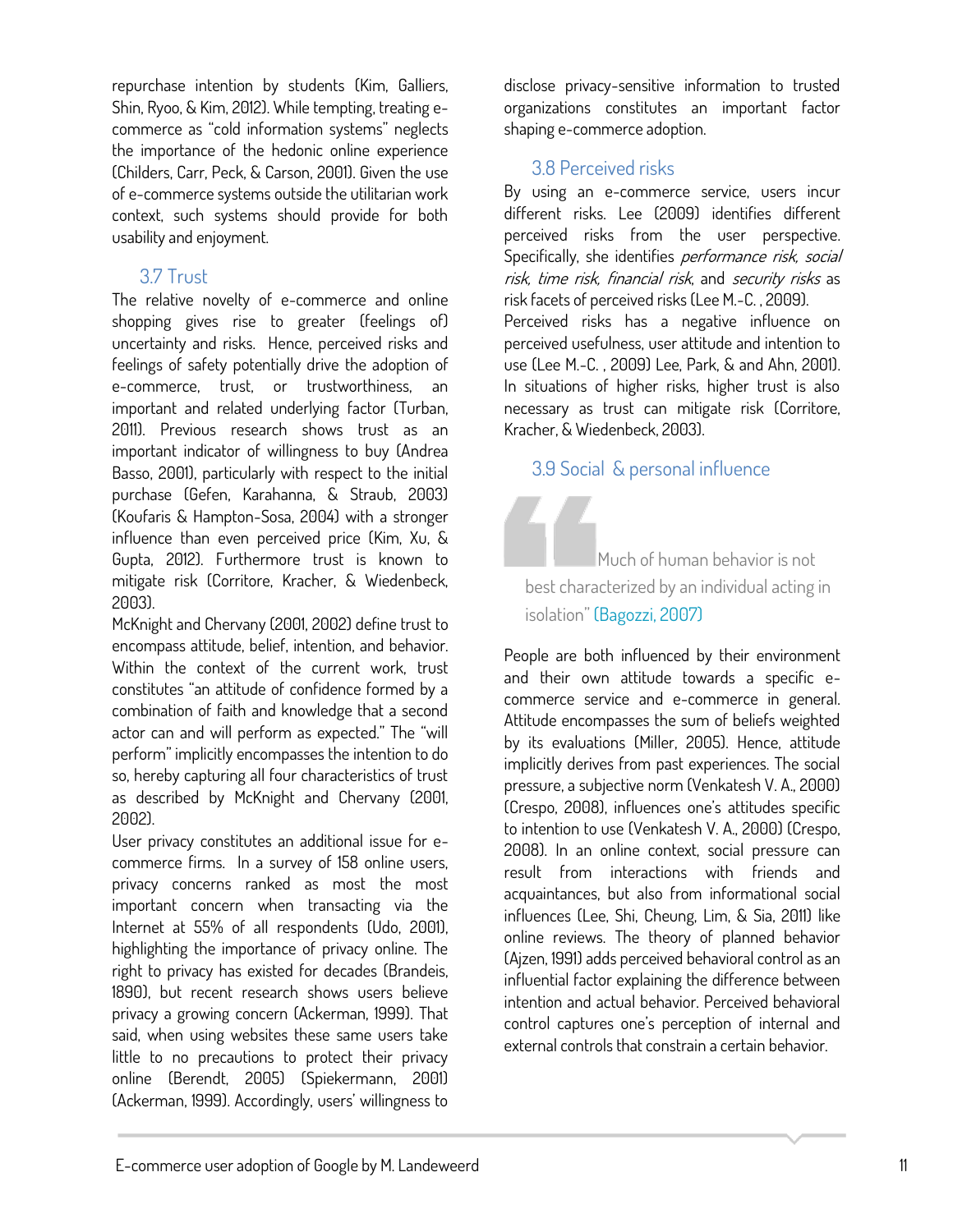repurchase intention by students (Kim, Galliers, Shin, Ryoo, & Kim, 2012). While tempting, treating e-commerce as "cold information systems" neglects the importance of the hedonic online experience (Childers, Carr, Peck, & Carson, 2001). Given the use of e-commerce systems outside the utilitarian work context, such systems should provide for both usability and enjoyment.

## 3.7 Trust

The relative novelty of e-commerce and online shopping gives rise to greater (feelings of) uncertainty and risks. Hence, perceived risks and feelings of safety potentially drive the adoption of e-commerce, trust, or trustworthiness, an important and related underlying factor (Turban, 2011). Previous research shows trust as an important indicator of willingness to buy (Andrea Basso, 2001), particularly with respect to the initial purchase (Gefen, Karahanna, & Straub, 2003) (Koufaris & Hampton-Sosa, 2004) with a stronger influence than even perceived price (Kim, Xu, & Gupta, 2012). Furthermore trust is known to mitigate risk (Corritore, Kracher, & Wiedenbeck, 2003).

McKnight and Chervany (2001, 2002) define trust to encompass attitude, belief, intention, and behavior. Within the context of the current work, trust constitutes "an attitude of confidence formed by a combination of faith and knowledge that a second actor can and will perform as expected." The "will perform" implicitly encompasses the intention to do so, hereby capturing all four characteristics of trust as described by McKnight and Chervany (2001, 2002).

User privacy constitutes an additional issue for e-commerce firms. In a survey of 158 online users, privacy concerns ranked as most the most important concern when transacting via the Internet at 55% of all respondents (Udo, 2001), highlighting the importance of privacy online. The right to privacy has existed for decades (Brandeis, 1890), but recent research shows users believe privacy a growing concern (Ackerman, 1999). That said, when using websites these same users take little to no precautions to protect their privacy online (Berendt, 2005) (Spiekermann, 2001) (Ackerman, 1999). Accordingly, users' willingness to disclose privacy-sensitive information to trusted organizations constitutes an important factor shaping e-commerce adoption.

## 3.8 Perceived risks

By using an e-commerce service, users incur different risks. Lee (2009) identifies different perceived risks from the user perspective. Specifically, she identifies *performance risk, social risk, time risk, financial risk*, and *security risks* as risk facets of perceived risks (Lee M.-C. , 2009).

Perceived risks has a negative influence on perceived usefulness, user attitude and intention to use (Lee M.-C. , 2009) Lee, Park, & and Ahn, 2001). In situations of higher risks, higher trust is also necessary as trust can mitigate risk (Corritore, Kracher, & Wiedenbeck, 2003).

## 3.9 Social & personal influence

> "Much of human behavior is not best characterized by an individual acting in isolation" (Bagozzi, 2007)

People are both influenced by their environment and their own attitude towards a specific e-commerce service and e-commerce in general. Attitude encompasses the sum of beliefs weighted by its evaluations (Miller, 2005). Hence, attitude implicitly derives from past experiences. The social pressure, a subjective norm (Venkatesh V. A., 2000) (Crespo, 2008), influences one's attitudes specific to intention to use (Venkatesh V. A., 2000) (Crespo, 2008). In an online context, social pressure can result from interactions with friends and acquaintances, but also from informational social influences (Lee, Shi, Cheung, Lim, & Sia, 2011) like online reviews. The theory of planned behavior (Ajzen, 1991) adds perceived behavioral control as an influential factor explaining the difference between intention and actual behavior. Perceived behavioral control captures one's perception of internal and external controls that constrain a certain behavior.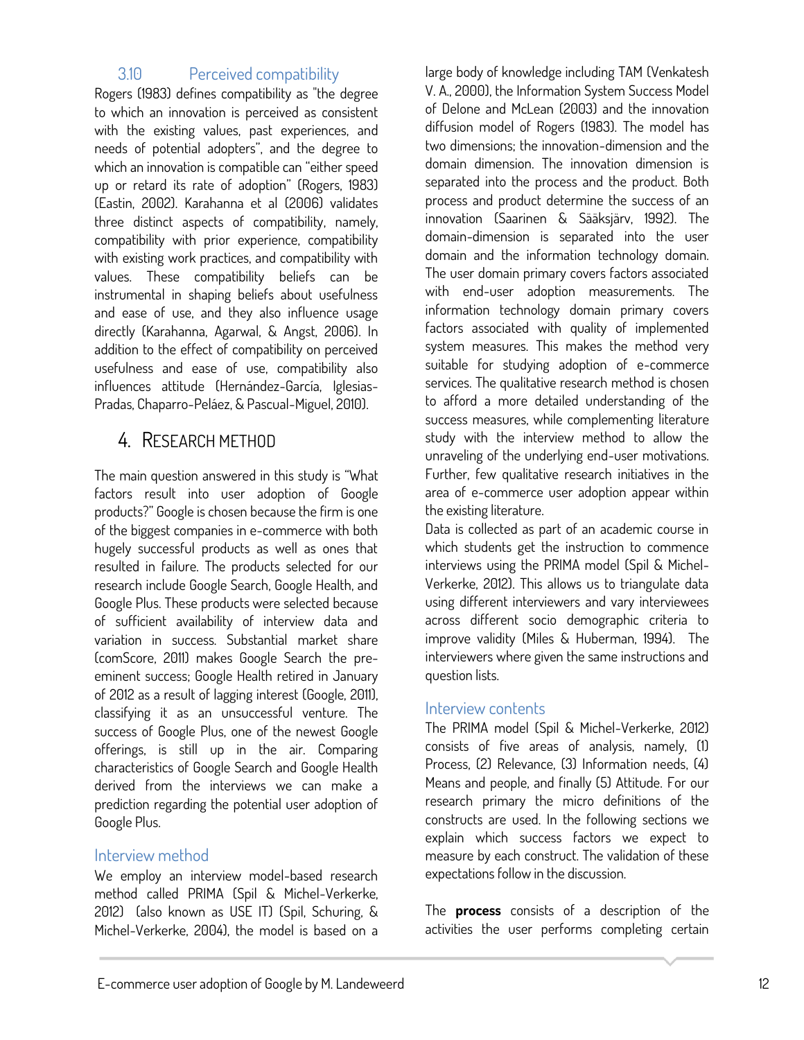### 3.10 Perceived compatibility

Rogers (1983) defines compatibility as "the degree to which an innovation is perceived as consistent with the existing values, past experiences, and needs of potential adopters", and the degree to which an innovation is compatible can "either speed up or retard its rate of adoption" (Rogers, 1983) (Eastin, 2002). Karahanna et al (2006) validates three distinct aspects of compatibility, namely, compatibility with prior experience, compatibility with existing work practices, and compatibility with values. These compatibility beliefs can be instrumental in shaping beliefs about usefulness and ease of use, and they also influence usage directly (Karahanna, Agarwal, & Angst, 2006). In addition to the effect of compatibility on perceived usefulness and ease of use, compatibility also influences attitude (Hernández-García, Iglesias-Pradas, Chaparro-Peláez, & Pascual-Miguel, 2010).

# 4. Research method

The main question answered in this study is "What factors result into user adoption of Google products?" Google is chosen because the firm is one of the biggest companies in e-commerce with both hugely successful products as well as ones that resulted in failure. The products selected for our research include Google Search, Google Health, and Google Plus. These products were selected because of sufficient availability of interview data and variation in success. Substantial market share (comScore, 2011) makes Google Search the pre-eminent success; Google Health retired in January of 2012 as a result of lagging interest (Google, 2011), classifying it as an unsuccessful venture. The success of Google Plus, one of the newest Google offerings, is still up in the air. Comparing characteristics of Google Search and Google Health derived from the interviews we can make a prediction regarding the potential user adoption of Google Plus.

### Interview method

We employ an interview model-based research method called PRIMA (Spil & Michel-Verkerke, 2012) (also known as USE IT) (Spil, Schuring, & Michel-Verkerke, 2004), the model is based on a large body of knowledge including TAM (Venkatesh V. A., 2000), the Information System Success Model of Delone and McLean (2003) and the innovation diffusion model of Rogers (1983). The model has two dimensions; the innovation-dimension and the domain dimension. The innovation dimension is separated into the process and the product. Both process and product determine the success of an innovation (Saarinen & Sääksjärv, 1992). The domain-dimension is separated into the user domain and the information technology domain. The user domain primary covers factors associated with end-user adoption measurements. The information technology domain primary covers factors associated with quality of implemented system measures. This makes the method very suitable for studying adoption of e-commerce services. The qualitative research method is chosen to afford a more detailed understanding of the success measures, while complementing literature study with the interview method to allow the unraveling of the underlying end-user motivations. Further, few qualitative research initiatives in the area of e-commerce user adoption appear within the existing literature.

Data is collected as part of an academic course in which students get the instruction to commence interviews using the PRIMA model (Spil & Michel-Verkerke, 2012). This allows us to triangulate data using different interviewers and vary interviewees across different socio demographic criteria to improve validity (Miles & Huberman, 1994). The interviewers where given the same instructions and question lists.

### Interview contents

The PRIMA model (Spil & Michel-Verkerke, 2012) consists of five areas of analysis, namely, (1) Process, (2) Relevance, (3) Information needs, (4) Means and people, and finally (5) Attitude. For our research primary the micro definitions of the constructs are used. In the following sections we explain which success factors we expect to measure by each construct. The validation of these expectations follow in the discussion.

The **process** consists of a description of the activities the user performs completing certain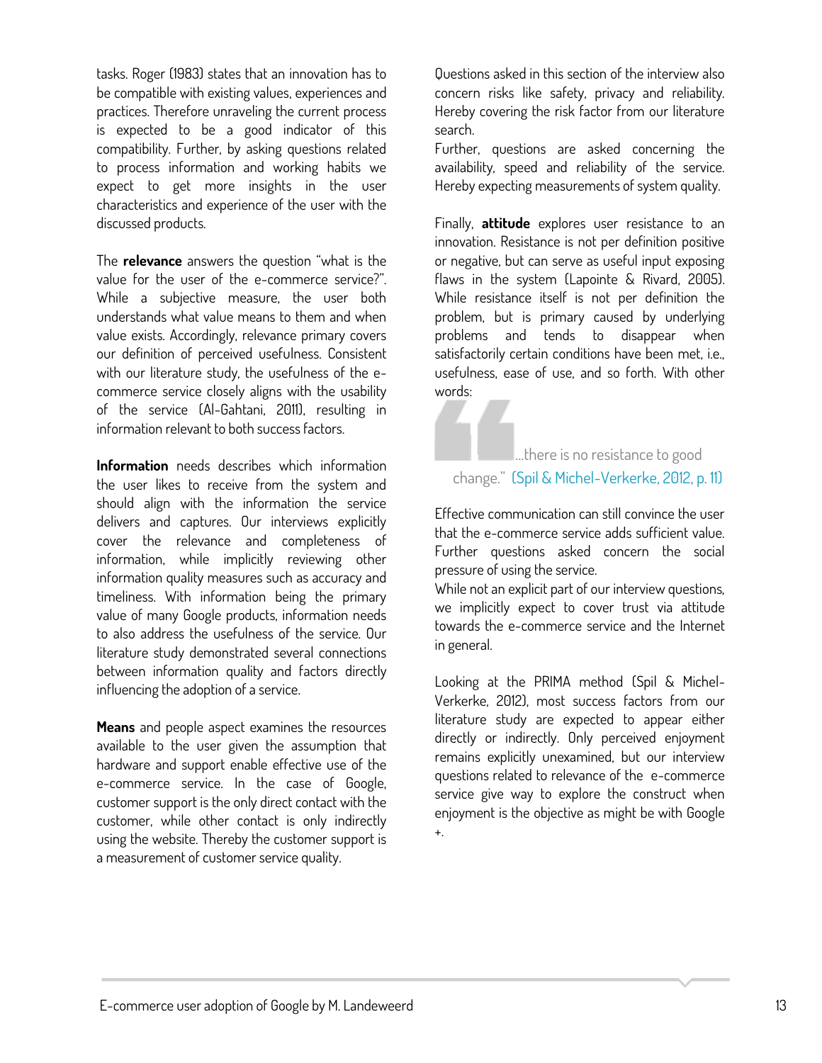tasks. Roger (1983) states that an innovation has to be compatible with existing values, experiences and practices. Therefore unraveling the current process is expected to be a good indicator of this compatibility. Further, by asking questions related to process information and working habits we expect to get more insights in the user characteristics and experience of the user with the discussed products.

The **relevance** answers the question "what is the value for the user of the e-commerce service?". While a subjective measure, the user both understands what value means to them and when value exists. Accordingly, relevance primary covers our definition of perceived usefulness. Consistent with our literature study, the usefulness of the e-commerce service closely aligns with the usability of the service (Al-Gahtani, 2011), resulting in information relevant to both success factors.

**Information** needs describes which information the user likes to receive from the system and should align with the information the service delivers and captures. Our interviews explicitly cover the relevance and completeness of information, while implicitly reviewing other information quality measures such as accuracy and timeliness. With information being the primary value of many Google products, information needs to also address the usefulness of the service. Our literature study demonstrated several connections between information quality and factors directly influencing the adoption of a service.

**Means** and people aspect examines the resources available to the user given the assumption that hardware and support enable effective use of the e-commerce service. In the case of Google, customer support is the only direct contact with the customer, while other contact is only indirectly using the website. Thereby the customer support is a measurement of customer service quality.

Questions asked in this section of the interview also concern risks like safety, privacy and reliability. Hereby covering the risk factor from our literature search.
Further, questions are asked concerning the availability, speed and reliability of the service. Hereby expecting measurements of system quality.

Finally, **attitude** explores user resistance to an innovation. Resistance is not per definition positive or negative, but can serve as useful input exposing flaws in the system (Lapointe & Rivard, 2005). While resistance itself is not per definition the problem, but is primary caused by underlying problems and tends to disappear when satisfactorily certain conditions have been met, i.e., usefulness, ease of use, and so forth. With other words:

> "...there is no resistance to good change." (Spil & Michel-Verkerke, 2012, p. 11)

Effective communication can still convince the user that the e-commerce service adds sufficient value. Further questions asked concern the social pressure of using the service.
While not an explicit part of our interview questions, we implicitly expect to cover trust via attitude towards the e-commerce service and the Internet in general.

Looking at the PRIMA method (Spil & Michel-Verkerke, 2012), most success factors from our literature study are expected to appear either directly or indirectly. Only perceived enjoyment remains explicitly unexamined, but our interview questions related to relevance of the e-commerce service give way to explore the construct when enjoyment is the objective as might be with Google +.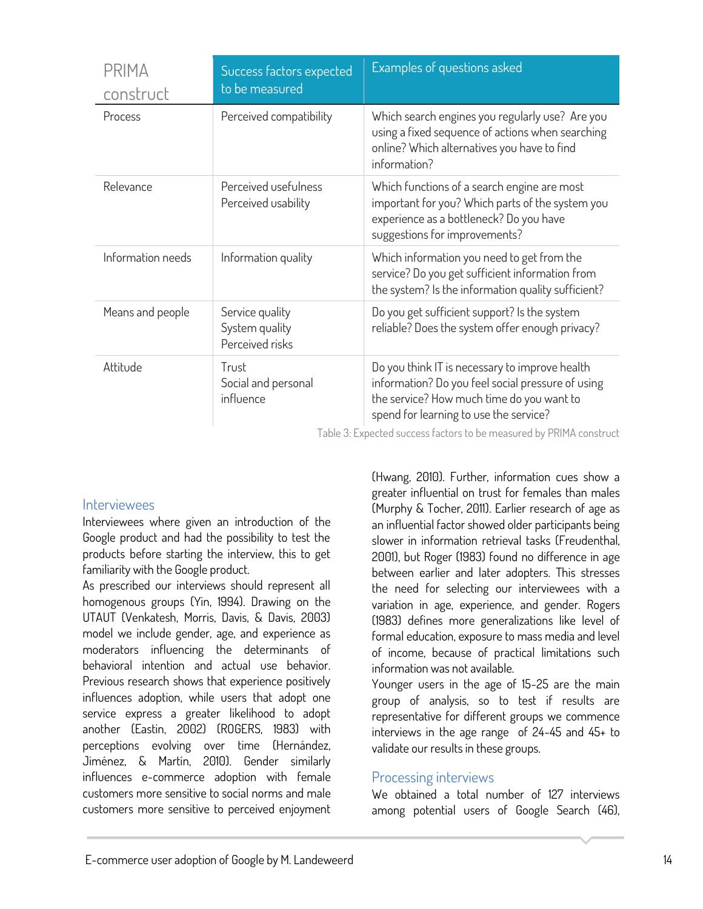| PRIMA construct | Success factors expected to be measured | Examples of questions asked |
|---|---|---|
| Process | Perceived compatibility | Which search engines you regularly use? Are you using a fixed sequence of actions when searching online? Which alternatives you have to find information? |
| Relevance | Perceived usefulness<br>Perceived usability | Which functions of a search engine are most important for you? Which parts of the system you experience as a bottleneck? Do you have suggestions for improvements? |
| Information needs | Information quality | Which information you need to get from the service? Do you get sufficient information from the system? Is the information quality sufficient? |
| Means and people | Service quality<br>System quality<br>Perceived risks | Do you get sufficient support? Is the system reliable? Does the system offer enough privacy? |
| Attitude | Trust<br>Social and personal influence | Do you think IT is necessary to improve health information? Do you feel social pressure of using the service? How much time do you want to spend for learning to use the service? |

Table 3: Expected success factors to be measured by PRIMA construct

## Interviewees

Interviewees where given an introduction of the Google product and had the possibility to test the products before starting the interview, this to get familiarity with the Google product.

As prescribed our interviews should represent all homogenous groups (Yin, 1994). Drawing on the UTAUT (Venkatesh, Morris, Davis, & Davis, 2003) model we include gender, age, and experience as moderators influencing the determinants of behavioral intention and actual use behavior. Previous research shows that experience positively influences adoption, while users that adopt one service express a greater likelihood to adopt another (Eastin, 2002) (ROGERS, 1983) with perceptions evolving over time (Hernández, Jiménez, & Martín, 2010). Gender similarly influences e-commerce adoption with female customers more sensitive to social norms and male customers more sensitive to perceived enjoyment (Hwang, 2010). Further, information cues show a greater influential on trust for females than males (Murphy & Tocher, 2011). Earlier research of age as an influential factor showed older participants being slower in information retrieval tasks (Freudenthal, 2001), but Roger (1983) found no difference in age between earlier and later adopters. This stresses the need for selecting our interviewees with a variation in age, experience, and gender. Rogers (1983) defines more generalizations like level of formal education, exposure to mass media and level of income, because of practical limitations such information was not available.

Younger users in the age of 15-25 are the main group of analysis, so to test if results are representative for different groups we commence interviews in the age range of 24-45 and 45+ to validate our results in these groups.

## Processing interviews

We obtained a total number of 127 interviews among potential users of Google Search (46),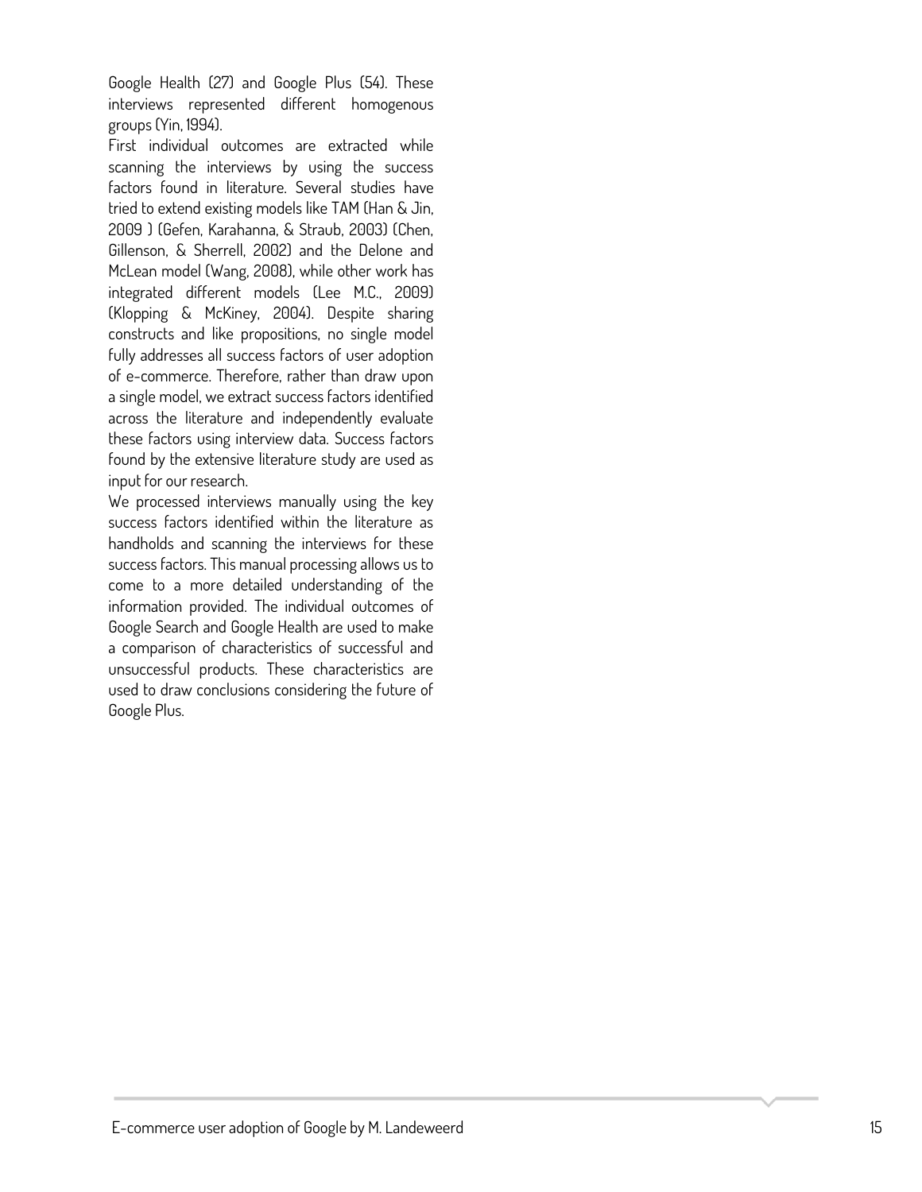Google Health (27) and Google Plus (54). These interviews represented different homogenous groups (Yin, 1994).

First individual outcomes are extracted while scanning the interviews by using the success factors found in literature. Several studies have tried to extend existing models like TAM (Han & Jin, 2009 ) (Gefen, Karahanna, & Straub, 2003) (Chen, Gillenson, & Sherrell, 2002) and the Delone and McLean model (Wang, 2008), while other work has integrated different models (Lee M.C., 2009) (Klopping & McKiney, 2004). Despite sharing constructs and like propositions, no single model fully addresses all success factors of user adoption of e-commerce. Therefore, rather than draw upon a single model, we extract success factors identified across the literature and independently evaluate these factors using interview data. Success factors found by the extensive literature study are used as input for our research.

We processed interviews manually using the key success factors identified within the literature as handholds and scanning the interviews for these success factors. This manual processing allows us to come to a more detailed understanding of the information provided. The individual outcomes of Google Search and Google Health are used to make a comparison of characteristics of successful and unsuccessful products. These characteristics are used to draw conclusions considering the future of Google Plus.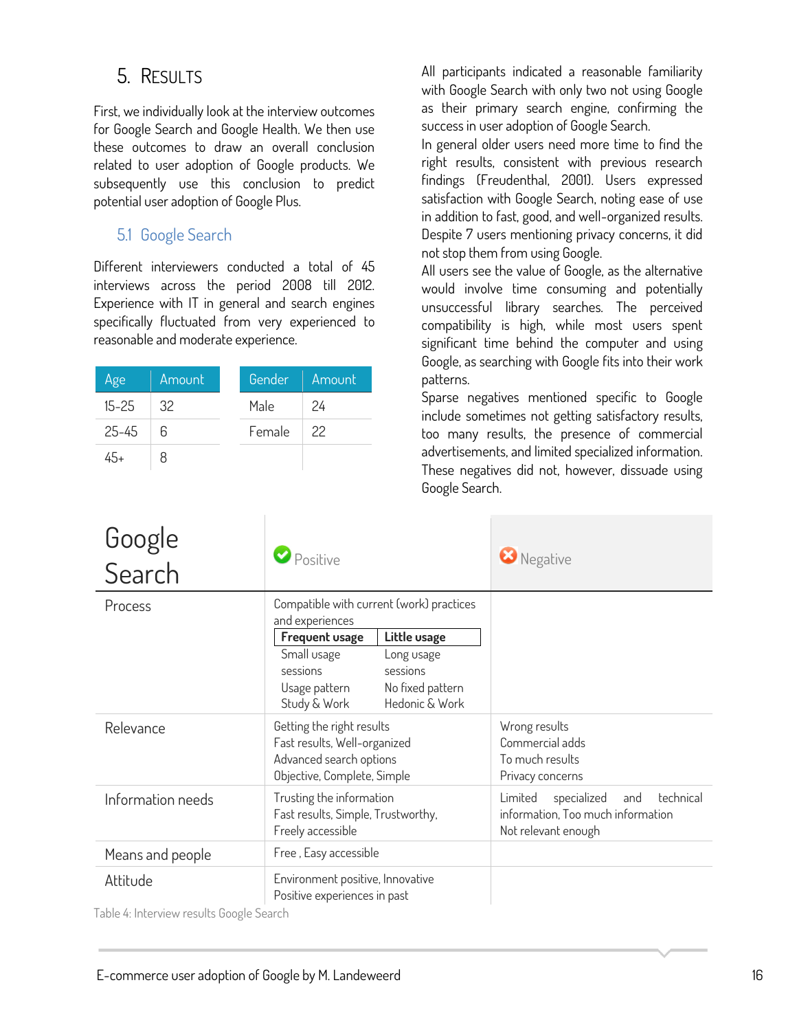# 5. Results

First, we individually look at the interview outcomes for Google Search and Google Health. We then use these outcomes to draw an overall conclusion related to user adoption of Google products. We subsequently use this conclusion to predict potential user adoption of Google Plus.

## 5.1 Google Search

Different interviewers conducted a total of 45 interviews across the period 2008 till 2012. Experience with IT in general and search engines specifically fluctuated from very experienced to reasonable and moderate experience.

| Age | Amount |
|---|---|
| 15-25 | 32 |
| 25-45 | 6 |
| 45+ | 8 |

| Gender | Amount |
|---|---|
| Male | 24 |
| Female | 22 |

All participants indicated a reasonable familiarity with Google Search with only two not using Google as their primary search engine, confirming the success in user adoption of Google Search.

In general older users need more time to find the right results, consistent with previous research findings (Freudenthal, 2001). Users expressed satisfaction with Google Search, noting ease of use in addition to fast, good, and well-organized results. Despite 7 users mentioning privacy concerns, it did not stop them from using Google.

All users see the value of Google, as the alternative would involve time consuming and potentially unsuccessful library searches. The perceived compatibility is high, while most users spent significant time behind the computer and using Google, as searching with Google fits into their work patterns.

Sparse negatives mentioned specific to Google include sometimes not getting satisfactory results, too many results, the presence of commercial advertisements, and limited specialized information. These negatives did not, however, dissuade using Google Search.

| Google Search | Positive | Negative |
|---|---|---|
| Process | Compatible with current (work) practices and experiences<br>**Frequent usage** / **Little usage**<br>Small usage sessions / Long usage sessions<br>Usage pattern Study & Work / No fixed pattern Hedonic & Work | |
| Relevance | Getting the right results<br>Fast results, Well-organized<br>Advanced search options<br>Objective, Complete, Simple | Wrong results<br>Commercial adds<br>To much results<br>Privacy concerns |
| Information needs | Trusting the information<br>Fast results, Simple, Trustworthy,<br>Freely accessible | Limited specialized and technical information, Too much information<br>Not relevant enough |
| Means and people | Free , Easy accessible | |
| Attitude | Environment positive, Innovative<br>Positive experiences in past | |

Table 4: Interview results Google Search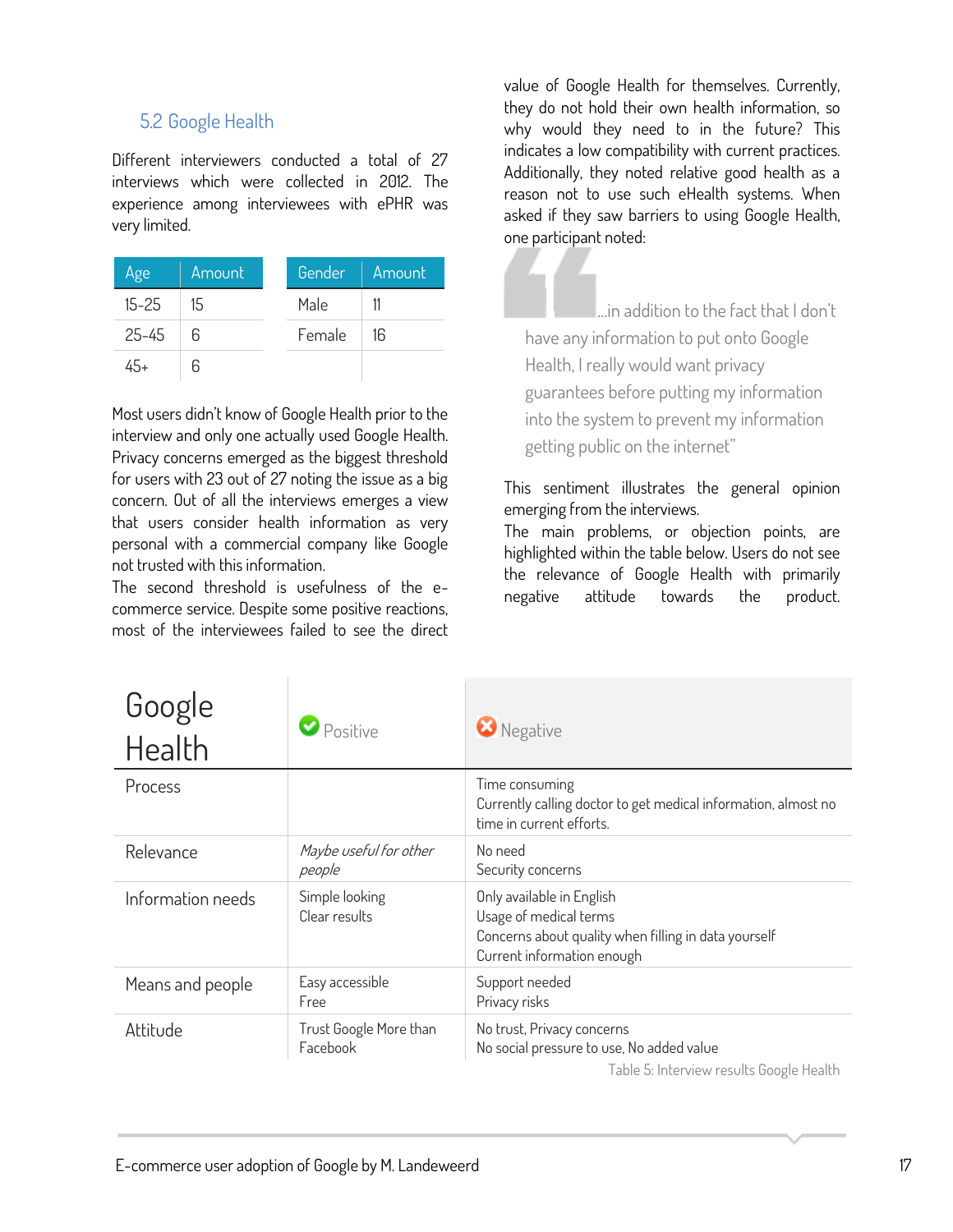## 5.2 Google Health

Different interviewers conducted a total of 27 interviews which were collected in 2012. The experience among interviewees with ePHR was very limited.

| Age | Amount |
|---|---|
| 15-25 | 15 |
| 25-45 | 6 |
| 45+ | 6 |

| Gender | Amount |
|---|---|
| Male | 11 |
| Female | 16 |

Most users didn't know of Google Health prior to the interview and only one actually used Google Health. Privacy concerns emerged as the biggest threshold for users with 23 out of 27 noting the issue as a big concern. Out of all the interviews emerges a view that users consider health information as very personal with a commercial company like Google not trusted with this information.

The second threshold is usefulness of the e-commerce service. Despite some positive reactions, most of the interviewees failed to see the direct value of Google Health for themselves. Currently, they do not hold their own health information, so why would they need to in the future? This indicates a low compatibility with current practices. Additionally, they noted relative good health as a reason not to use such eHealth systems. When asked if they saw barriers to using Google Health, one participant noted:

> "...in addition to the fact that I don't have any information to put onto Google Health, I really would want privacy guarantees before putting my information into the system to prevent my information getting public on the internet"

This sentiment illustrates the general opinion emerging from the interviews.

The main problems, or objection points, are highlighted within the table below. Users do not see the relevance of Google Health with primarily negative attitude towards the product.

| Google Health | Positive | Negative |
|---|---|---|
| Process | | Time consuming<br>Currently calling doctor to get medical information, almost no time in current efforts. |
| Relevance | *Maybe useful for other people* | No need<br>Security concerns |
| Information needs | Simple looking<br>Clear results | Only available in English<br>Usage of medical terms<br>Concerns about quality when filling in data yourself<br>Current information enough |
| Means and people | Easy accessible<br>Free | Support needed<br>Privacy risks |
| Attitude | Trust Google More than Facebook | No trust, Privacy concerns<br>No social pressure to use, No added value |

Table 5: Interview results Google Health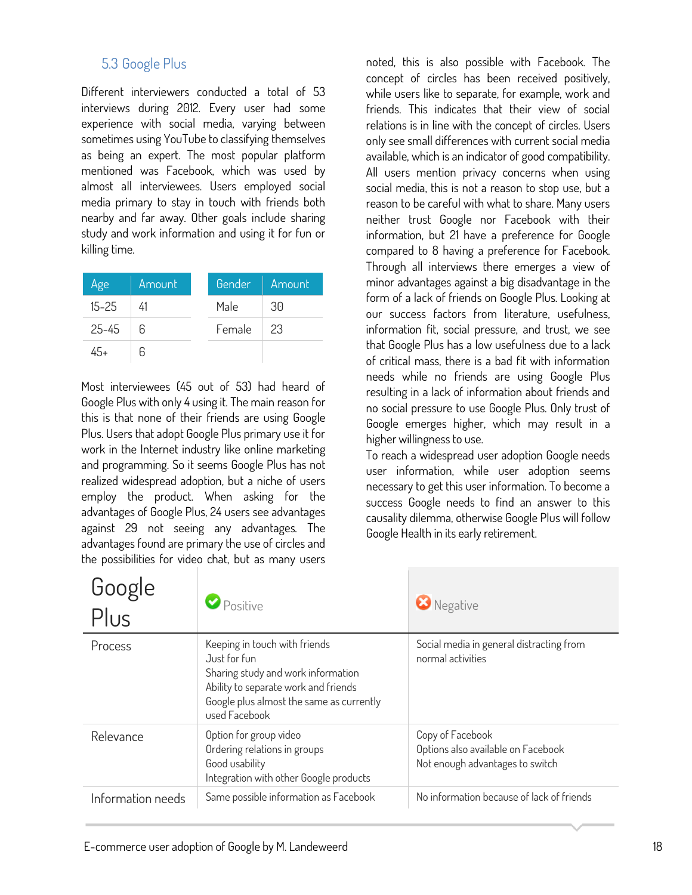## 5.3 Google Plus

Different interviewers conducted a total of 53 interviews during 2012. Every user had some experience with social media, varying between sometimes using YouTube to classifying themselves as being an expert. The most popular platform mentioned was Facebook, which was used by almost all interviewees. Users employed social media primary to stay in touch with friends both nearby and far away. Other goals include sharing study and work information and using it for fun or killing time.

| Age | Amount |
|---|---|
| 15-25 | 41 |
| 25-45 | 6 |
| 45+ | 6 |

| Gender | Amount |
|---|---|
| Male | 30 |
| Female | 23 |

Most interviewees (45 out of 53) had heard of Google Plus with only 4 using it. The main reason for this is that none of their friends are using Google Plus. Users that adopt Google Plus primary use it for work in the Internet industry like online marketing and programming. So it seems Google Plus has not realized widespread adoption, but a niche of users employ the product. When asking for the advantages of Google Plus, 24 users see advantages against 29 not seeing any advantages. The advantages found are primary the use of circles and the possibilities for video chat, but as many users noted, this is also possible with Facebook. The concept of circles has been received positively, while users like to separate, for example, work and friends. This indicates that their view of social relations is in line with the concept of circles. Users only see small differences with current social media available, which is an indicator of good compatibility. All users mention privacy concerns when using social media, this is not a reason to stop use, but a reason to be careful with what to share. Many users neither trust Google nor Facebook with their information, but 21 have a preference for Google compared to 8 having a preference for Facebook. Through all interviews there emerges a view of minor advantages against a big disadvantage in the form of a lack of friends on Google Plus. Looking at our success factors from literature, usefulness, information fit, social pressure, and trust, we see that Google Plus has a low usefulness due to a lack of critical mass, there is a bad fit with information needs while no friends are using Google Plus resulting in a lack of information about friends and no social pressure to use Google Plus. Only trust of Google emerges higher, which may result in a higher willingness to use.

To reach a widespread user adoption Google needs user information, while user adoption seems necessary to get this user information. To become a success Google needs to find an answer to this causality dilemma, otherwise Google Plus will follow Google Health in its early retirement.

| Google Plus | Positive | Negative |
|---|---|---|
| Process | Keeping in touch with friends<br>Just for fun<br>Sharing study and work information<br>Ability to separate work and friends<br>Google plus almost the same as currently used Facebook | Social media in general distracting from normal activities |
| Relevance | Option for group video<br>Ordering relations in groups<br>Good usability<br>Integration with other Google products | Copy of Facebook<br>Options also available on Facebook<br>Not enough advantages to switch |
| Information needs | Same possible information as Facebook | No information because of lack of friends |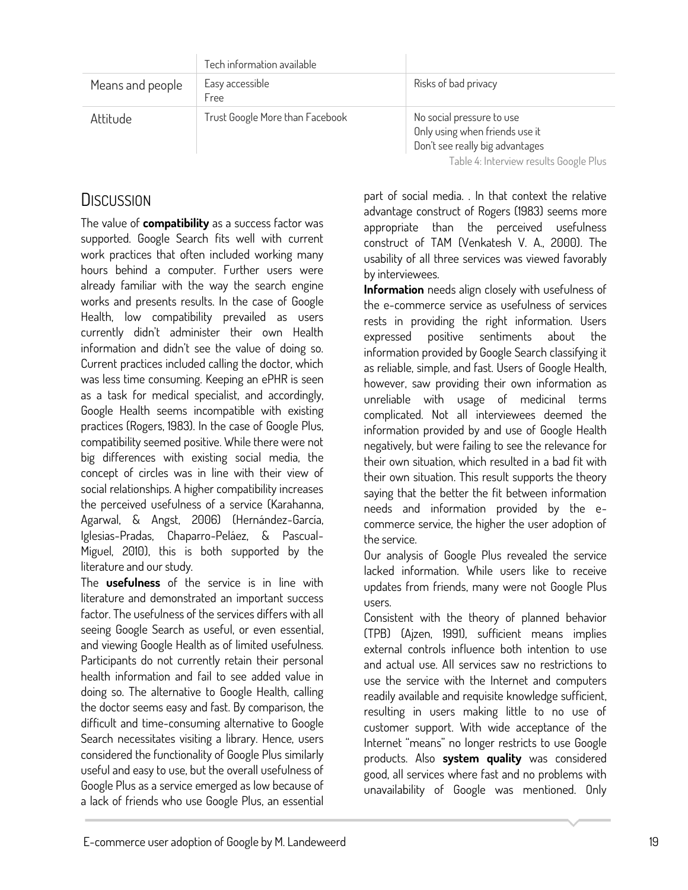| | | |
|---|---|---|
| | Tech information available | |
| Means and people | Easy accessible<br>Free | Risks of bad privacy |
| Attitude | Trust Google More than Facebook | No social pressure to use<br>Only using when friends use it<br>Don't see really big advantages |

Table 4: Interview results Google Plus

## Discussion

The value of **compatibility** as a success factor was supported. Google Search fits well with current work practices that often included working many hours behind a computer. Further users were already familiar with the way the search engine works and presents results. In the case of Google Health, low compatibility prevailed as users currently didn't administer their own Health information and didn't see the value of doing so. Current practices included calling the doctor, which was less time consuming. Keeping an ePHR is seen as a task for medical specialist, and accordingly, Google Health seems incompatible with existing practices (Rogers, 1983). In the case of Google Plus, compatibility seemed positive. While there were not big differences with existing social media, the concept of circles was in line with their view of social relationships. A higher compatibility increases the perceived usefulness of a service (Karahanna, Agarwal, & Angst, 2006) (Hernández-García, Iglesias-Pradas, Chaparro-Peláez, & Pascual-Miguel, 2010), this is both supported by the literature and our study.

The **usefulness** of the service is in line with literature and demonstrated an important success factor. The usefulness of the services differs with all seeing Google Search as useful, or even essential, and viewing Google Health as of limited usefulness. Participants do not currently retain their personal health information and fail to see added value in doing so. The alternative to Google Health, calling the doctor seems easy and fast. By comparison, the difficult and time-consuming alternative to Google Search necessitates visiting a library. Hence, users considered the functionality of Google Plus similarly useful and easy to use, but the overall usefulness of Google Plus as a service emerged as low because of a lack of friends who use Google Plus, an essential part of social media. . In that context the relative advantage construct of Rogers (1983) seems more appropriate than the perceived usefulness construct of TAM (Venkatesh V. A., 2000). The usability of all three services was viewed favorably by interviewees.

**Information** needs align closely with usefulness of the e-commerce service as usefulness of services rests in providing the right information. Users expressed positive sentiments about the information provided by Google Search classifying it as reliable, simple, and fast. Users of Google Health, however, saw providing their own information as unreliable with usage of medicinal terms complicated. Not all interviewees deemed the information provided by and use of Google Health negatively, but were failing to see the relevance for their own situation, which resulted in a bad fit with their own situation. This result supports the theory saying that the better the fit between information needs and information provided by the e-commerce service, the higher the user adoption of the service.

Our analysis of Google Plus revealed the service lacked information. While users like to receive updates from friends, many were not Google Plus users.

Consistent with the theory of planned behavior (TPB) (Ajzen, 1991), sufficient means implies external controls influence both intention to use and actual use. All services saw no restrictions to use the service with the Internet and computers readily available and requisite knowledge sufficient, resulting in users making little to no use of customer support. With wide acceptance of the Internet "means" no longer restricts to use Google products. Also **system quality** was considered good, all services where fast and no problems with unavailability of Google was mentioned. Only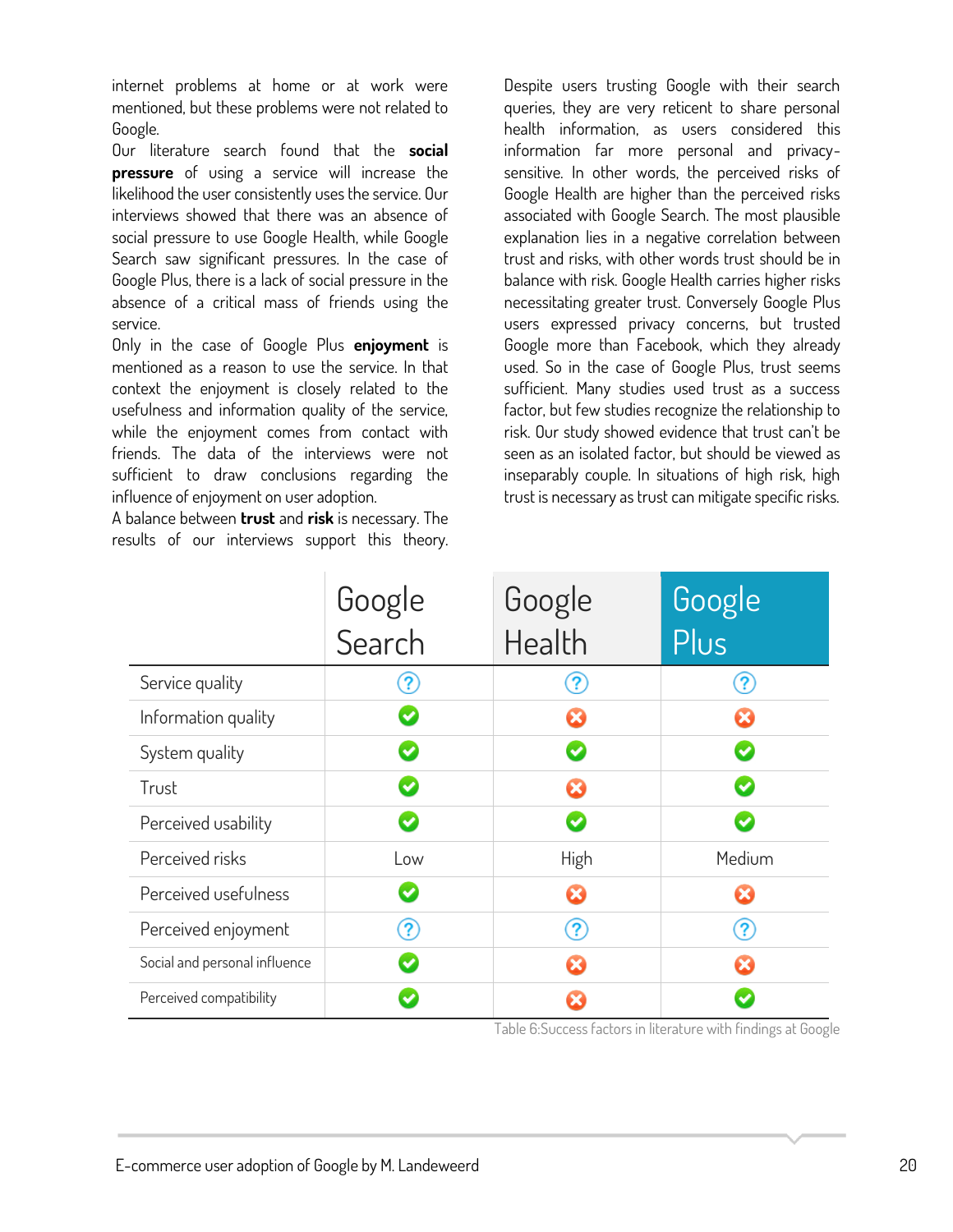internet problems at home or at work were mentioned, but these problems were not related to Google.

Our literature search found that the **social pressure** of using a service will increase the likelihood the user consistently uses the service. Our interviews showed that there was an absence of social pressure to use Google Health, while Google Search saw significant pressures. In the case of Google Plus, there is a lack of social pressure in the absence of a critical mass of friends using the service.

Only in the case of Google Plus **enjoyment** is mentioned as a reason to use the service. In that context the enjoyment is closely related to the usefulness and information quality of the service, while the enjoyment comes from contact with friends. The data of the interviews were not sufficient to draw conclusions regarding the influence of enjoyment on user adoption.

A balance between **trust** and **risk** is necessary. The results of our interviews support this theory. Despite users trusting Google with their search queries, they are very reticent to share personal health information, as users considered this information far more personal and privacy-sensitive. In other words, the perceived risks of Google Health are higher than the perceived risks associated with Google Search. The most plausible explanation lies in a negative correlation between trust and risks, with other words trust should be in balance with risk. Google Health carries higher risks necessitating greater trust. Conversely Google Plus users expressed privacy concerns, but trusted Google more than Facebook, which they already used. So in the case of Google Plus, trust seems sufficient. Many studies used trust as a success factor, but few studies recognize the relationship to risk. Our study showed evidence that trust can't be seen as an isolated factor, but should be viewed as inseparably couple. In situations of high risk, high trust is necessary as trust can mitigate specific risks.

| | Google Search | Google Health | Google Plus |
|---|---|---|---|
| Service quality | ? | ? | ? |
| Information quality | ✔ | ✘ | ✘ |
| System quality | ✔ | ✔ | ✔ |
| Trust | ✔ | ✘ | ✔ |
| Perceived usability | ✔ | ✔ | ✔ |
| Perceived risks | Low | High | Medium |
| Perceived usefulness | ✔ | ✘ | ✘ |
| Perceived enjoyment | ? | ? | ? |
| Social and personal influence | ✔ | ✘ | ✘ |
| Perceived compatibility | ✔ | ✘ | ✔ |

Table 6:Success factors in literature with findings at Google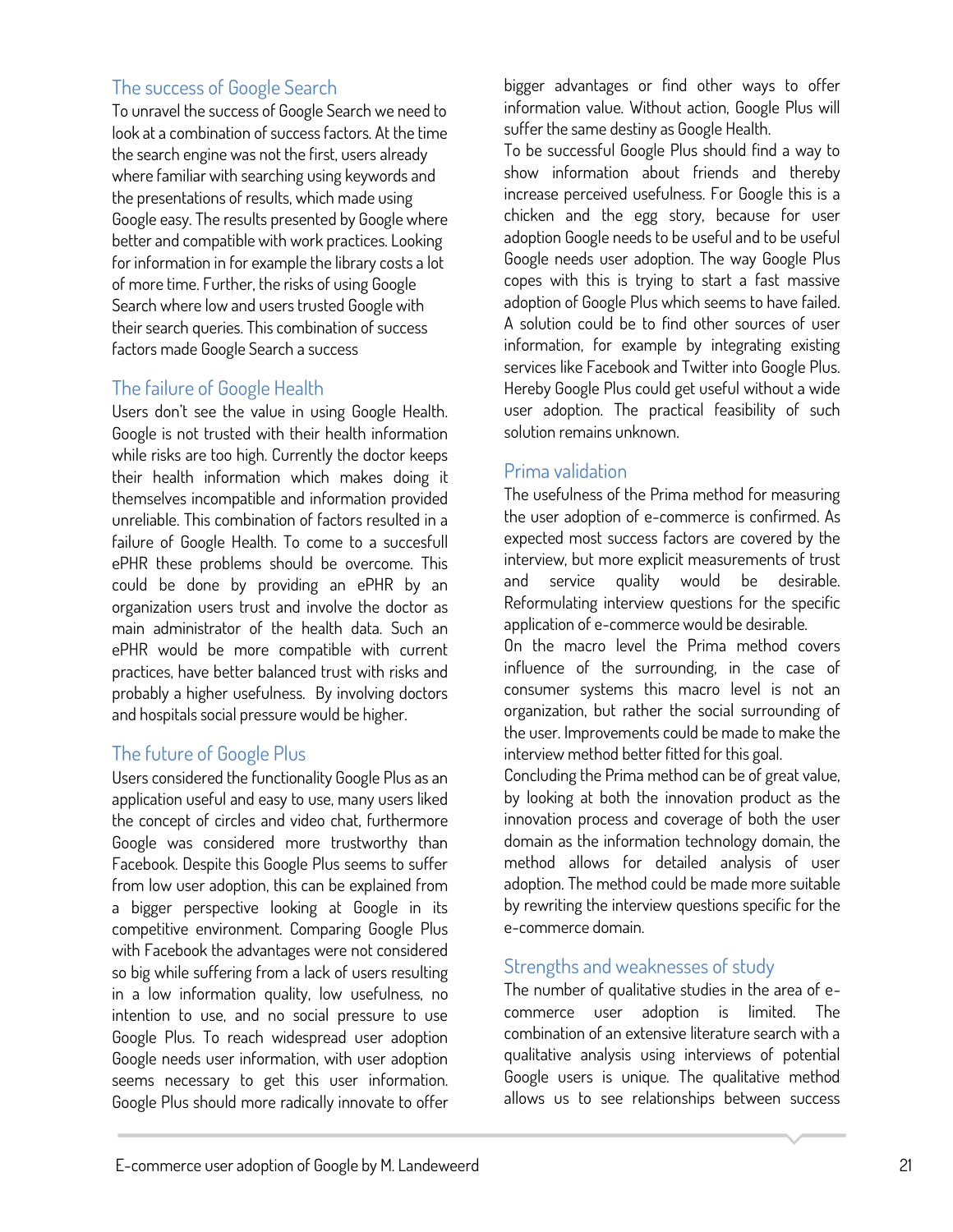## The success of Google Search

To unravel the success of Google Search we need to look at a combination of success factors. At the time the search engine was not the first, users already where familiar with searching using keywords and the presentations of results, which made using Google easy. The results presented by Google where better and compatible with work practices. Looking for information in for example the library costs a lot of more time. Further, the risks of using Google Search where low and users trusted Google with their search queries. This combination of success factors made Google Search a success

## The failure of Google Health

Users don't see the value in using Google Health. Google is not trusted with their health information while risks are too high. Currently the doctor keeps their health information which makes doing it themselves incompatible and information provided unreliable. This combination of factors resulted in a failure of Google Health. To come to a succesfull ePHR these problems should be overcome. This could be done by providing an ePHR by an organization users trust and involve the doctor as main administrator of the health data. Such an ePHR would be more compatible with current practices, have better balanced trust with risks and probably a higher usefulness. By involving doctors and hospitals social pressure would be higher.

## The future of Google Plus

Users considered the functionality Google Plus as an application useful and easy to use, many users liked the concept of circles and video chat, furthermore Google was considered more trustworthy than Facebook. Despite this Google Plus seems to suffer from low user adoption, this can be explained from a bigger perspective looking at Google in its competitive environment. Comparing Google Plus with Facebook the advantages were not considered so big while suffering from a lack of users resulting in a low information quality, low usefulness, no intention to use, and no social pressure to use Google Plus. To reach widespread user adoption Google needs user information, with user adoption seems necessary to get this user information. Google Plus should more radically innovate to offer bigger advantages or find other ways to offer information value. Without action, Google Plus will suffer the same destiny as Google Health.

To be successful Google Plus should find a way to show information about friends and thereby increase perceived usefulness. For Google this is a chicken and the egg story, because for user adoption Google needs to be useful and to be useful Google needs user adoption. The way Google Plus copes with this is trying to start a fast massive adoption of Google Plus which seems to have failed. A solution could be to find other sources of user information, for example by integrating existing services like Facebook and Twitter into Google Plus. Hereby Google Plus could get useful without a wide user adoption. The practical feasibility of such solution remains unknown.

## Prima validation

The usefulness of the Prima method for measuring the user adoption of e-commerce is confirmed. As expected most success factors are covered by the interview, but more explicit measurements of trust and service quality would be desirable. Reformulating interview questions for the specific application of e-commerce would be desirable.

On the macro level the Prima method covers influence of the surrounding, in the case of consumer systems this macro level is not an organization, but rather the social surrounding of the user. Improvements could be made to make the interview method better fitted for this goal.

Concluding the Prima method can be of great value, by looking at both the innovation product as the innovation process and coverage of both the user domain as the information technology domain, the method allows for detailed analysis of user adoption. The method could be made more suitable by rewriting the interview questions specific for the e-commerce domain.

## Strengths and weaknesses of study

The number of qualitative studies in the area of e-commerce user adoption is limited. The combination of an extensive literature search with a qualitative analysis using interviews of potential Google users is unique. The qualitative method allows us to see relationships between success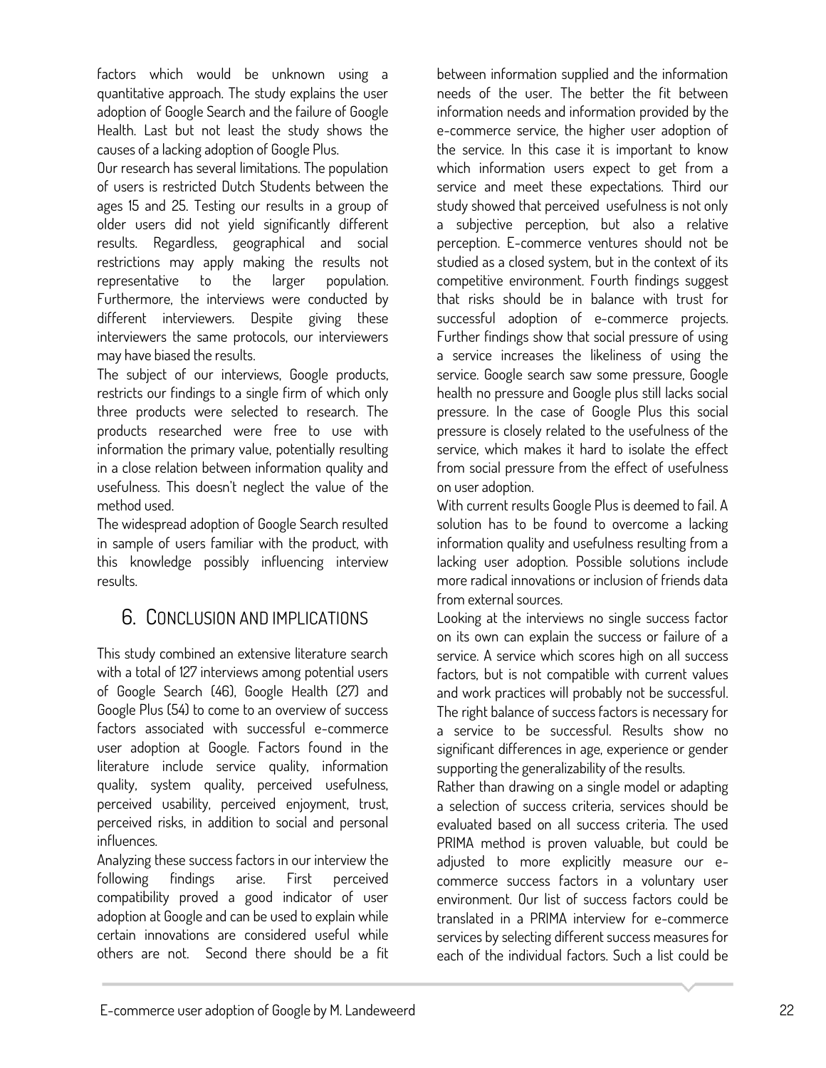factors which would be unknown using a quantitative approach. The study explains the user adoption of Google Search and the failure of Google Health. Last but not least the study shows the causes of a lacking adoption of Google Plus.

Our research has several limitations. The population of users is restricted Dutch Students between the ages 15 and 25. Testing our results in a group of older users did not yield significantly different results. Regardless, geographical and social restrictions may apply making the results not representative to the larger population. Furthermore, the interviews were conducted by different interviewers. Despite giving these interviewers the same protocols, our interviewers may have biased the results.

The subject of our interviews, Google products, restricts our findings to a single firm of which only three products were selected to research. The products researched were free to use with information the primary value, potentially resulting in a close relation between information quality and usefulness. This doesn't neglect the value of the method used.

The widespread adoption of Google Search resulted in sample of users familiar with the product, with this knowledge possibly influencing interview results.

## 6. Conclusion and implications

This study combined an extensive literature search with a total of 127 interviews among potential users of Google Search (46), Google Health (27) and Google Plus (54) to come to an overview of success factors associated with successful e-commerce user adoption at Google. Factors found in the literature include service quality, information quality, system quality, perceived usefulness, perceived usability, perceived enjoyment, trust, perceived risks, in addition to social and personal influences.

Analyzing these success factors in our interview the following findings arise. First perceived compatibility proved a good indicator of user adoption at Google and can be used to explain while certain innovations are considered useful while others are not. Second there should be a fit between information supplied and the information needs of the user. The better the fit between information needs and information provided by the e-commerce service, the higher user adoption of the service. In this case it is important to know which information users expect to get from a service and meet these expectations. Third our study showed that perceived usefulness is not only a subjective perception, but also a relative perception. E-commerce ventures should not be studied as a closed system, but in the context of its competitive environment. Fourth findings suggest that risks should be in balance with trust for successful adoption of e-commerce projects. Further findings show that social pressure of using a service increases the likeliness of using the service. Google search saw some pressure, Google health no pressure and Google plus still lacks social pressure. In the case of Google Plus this social pressure is closely related to the usefulness of the service, which makes it hard to isolate the effect from social pressure from the effect of usefulness on user adoption.

With current results Google Plus is deemed to fail. A solution has to be found to overcome a lacking information quality and usefulness resulting from a lacking user adoption. Possible solutions include more radical innovations or inclusion of friends data from external sources.

Looking at the interviews no single success factor on its own can explain the success or failure of a service. A service which scores high on all success factors, but is not compatible with current values and work practices will probably not be successful. The right balance of success factors is necessary for a service to be successful. Results show no significant differences in age, experience or gender supporting the generalizability of the results.

Rather than drawing on a single model or adapting a selection of success criteria, services should be evaluated based on all success criteria. The used PRIMA method is proven valuable, but could be adjusted to more explicitly measure our e-commerce success factors in a voluntary user environment. Our list of success factors could be translated in a PRIMA interview for e-commerce services by selecting different success measures for each of the individual factors. Such a list could be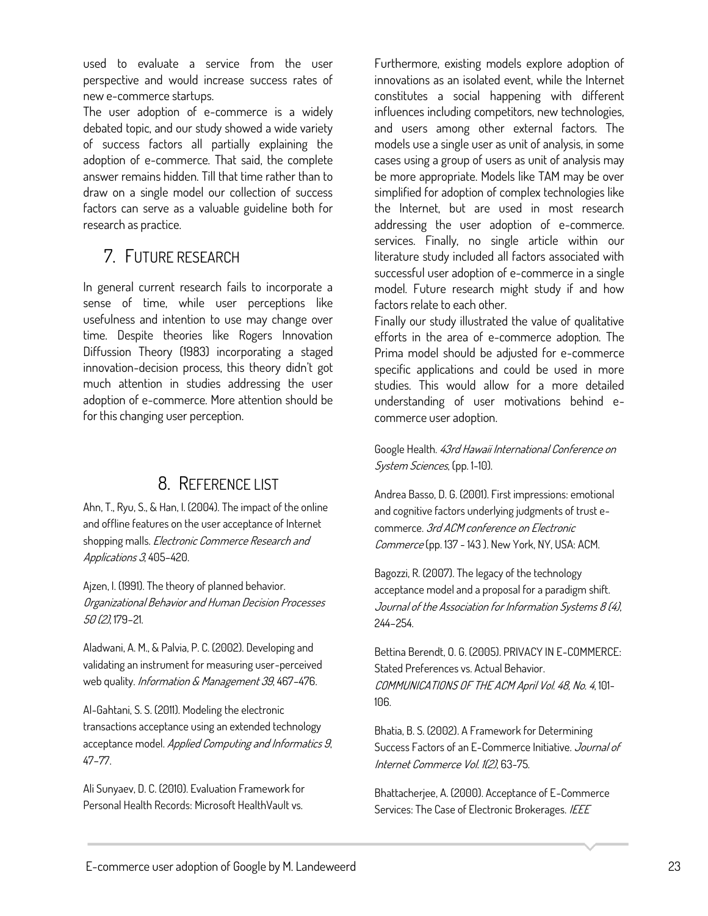used to evaluate a service from the user perspective and would increase success rates of new e-commerce startups.

The user adoption of e-commerce is a widely debated topic, and our study showed a wide variety of success factors all partially explaining the adoption of e-commerce. That said, the complete answer remains hidden. Till that time rather than to draw on a single model our collection of success factors can serve as a valuable guideline both for research as practice.

## 7. Future research

In general current research fails to incorporate a sense of time, while user perceptions like usefulness and intention to use may change over time. Despite theories like Rogers Innovation Diffussion Theory (1983) incorporating a staged innovation-decision process, this theory didn't got much attention in studies addressing the user adoption of e-commerce. More attention should be for this changing user perception.

Furthermore, existing models explore adoption of innovations as an isolated event, while the Internet constitutes a social happening with different influences including competitors, new technologies, and users among other external factors. The models use a single user as unit of analysis, in some cases using a group of users as unit of analysis may be more appropriate. Models like TAM may be over simplified for adoption of complex technologies like the Internet, but are used in most research addressing the user adoption of e-commerce. services. Finally, no single article within our literature study included all factors associated with successful user adoption of e-commerce in a single model. Future research might study if and how factors relate to each other.

Finally our study illustrated the value of qualitative efforts in the area of e-commerce adoption. The Prima model should be adjusted for e-commerce specific applications and could be used in more studies. This would allow for a more detailed understanding of user motivations behind e-commerce user adoption.

## 8. Reference list

Ahn, T., Ryu, S., & Han, I. (2004). The impact of the online and offline features on the user acceptance of Internet shopping malls. *Electronic Commerce Research and Applications 3*, 405–420.

Ajzen, I. (1991). The theory of planned behavior. *Organizational Behavior and Human Decision Processes 50 (2)*, 179–21.

Aladwani, A. M., & Palvia, P. C. (2002). Developing and validating an instrument for measuring user-perceived web quality. *Information & Management 39*, 467–476.

Al-Gahtani, S. S. (2011). Modeling the electronic transactions acceptance using an extended technology acceptance model. *Applied Computing and Informatics 9*, 47–77.

Ali Sunyaev, D. C. (2010). Evaluation Framework for Personal Health Records: Microsoft HealthVault vs. Google Health. *43rd Hawaii International Conference on System Sciences*, (pp. 1-10).

Andrea Basso, D. G. (2001). First impressions: emotional and cognitive factors underlying judgments of trust e-commerce. *3rd ACM conference on Electronic Commerce* (pp. 137 - 143 ). New York, NY, USA: ACM.

Bagozzi, R. (2007). The legacy of the technology acceptance model and a proposal for a paradigm shift. *Journal of the Association for Information Systems 8 (4)*, 244–254.

Bettina Berendt, O. G. (2005). PRIVACY IN E-COMMERCE: Stated Preferences vs. Actual Behavior. *COMMUNICATIONS OF THE ACM April Vol. 48, No. 4*, 101-106.

Bhatia, B. S. (2002). A Framework for Determining Success Factors of an E-Commerce Initiative. *Journal of Internet Commerce Vol. 1(2)*, 63-75.

Bhattacherjee, A. (2000). Acceptance of E-Commerce Services: The Case of Electronic Brokerages. *IEEE*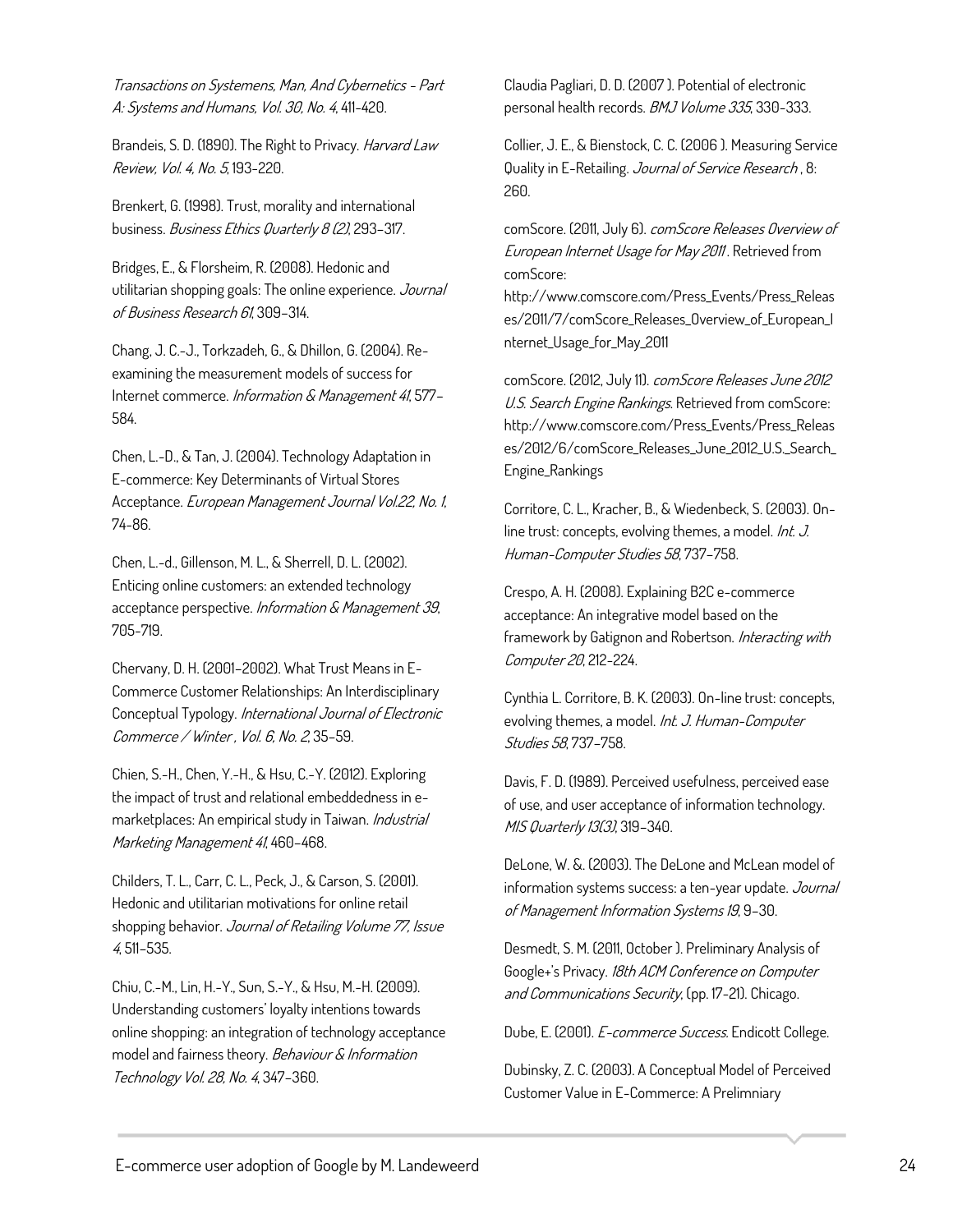*Transactions on Systemens, Man, And Cybernetics - Part A: Systems and Humans, Vol. 30, No. 4*, 411-420.

Brandeis, S. D. (1890). The Right to Privacy. *Harvard Law Review, Vol. 4, No. 5*, 193-220.

Brenkert, G. (1998). Trust, morality and international business. *Business Ethics Quarterly 8 (2)*, 293–317.

Bridges, E., & Florsheim, R. (2008). Hedonic and utilitarian shopping goals: The online experience. *Journal of Business Research 61*, 309–314.

Chang, J. C.-J., Torkzadeh, G., & Dhillon, G. (2004). Re-examining the measurement models of success for Internet commerce. *Information & Management 41*, 577–584.

Chen, L.-D., & Tan, J. (2004). Technology Adaptation in E-commerce: Key Determinants of Virtual Stores Acceptance. *European Management Journal Vol.22, No. 1*, 74-86.

Chen, L.-d., Gillenson, M. L., & Sherrell, D. L. (2002). Enticing online customers: an extended technology acceptance perspective. *Information & Management 39*, 705-719.

Chervany, D. H. (2001–2002). What Trust Means in E-Commerce Customer Relationships: An Interdisciplinary Conceptual Typology. *International Journal of Electronic Commerce / Winter , Vol. 6, No. 2*, 35–59.

Chien, S.-H., Chen, Y.-H., & Hsu, C.-Y. (2012). Exploring the impact of trust and relational embeddedness in e-marketplaces: An empirical study in Taiwan. *Industrial Marketing Management 41*, 460–468.

Childers, T. L., Carr, C. L., Peck, J., & Carson, S. (2001). Hedonic and utilitarian motivations for online retail shopping behavior. *Journal of Retailing Volume 77, Issue 4*, 511–535.

Chiu, C.-M., Lin, H.-Y., Sun, S.-Y., & Hsu, M.-H. (2009). Understanding customers' loyalty intentions towards online shopping: an integration of technology acceptance model and fairness theory. *Behaviour & Information Technology Vol. 28, No. 4*, 347–360.

Claudia Pagliari, D. D. (2007 ). Potential of electronic personal health records. *BMJ Volume 335*, 330-333.

Collier, J. E., & Bienstock, C. C. (2006 ). Measuring Service Quality in E-Retailing. *Journal of Service Research* , 8: 260.

comScore. (2011, July 6). *comScore Releases Overview of European Internet Usage for May 2011* . Retrieved from comScore: http://www.comscore.com/Press_Events/Press_Releases/2011/7/comScore_Releases_Overview_of_European_Internet_Usage_for_May_2011

comScore. (2012, July 11). *comScore Releases June 2012 U.S. Search Engine Rankings*. Retrieved from comScore: http://www.comscore.com/Press_Events/Press_Releases/2012/6/comScore_Releases_June_2012_U.S._Search_Engine_Rankings

Corritore, C. L., Kracher, B., & Wiedenbeck, S. (2003). On-line trust: concepts, evolving themes, a model. *Int. J. Human-Computer Studies 58*, 737–758.

Crespo, A. H. (2008). Explaining B2C e-commerce acceptance: An integrative model based on the framework by Gatignon and Robertson. *Interacting with Computer 20*, 212-224.

Cynthia L. Corritore, B. K. (2003). On-line trust: concepts, evolving themes, a model. *Int. J. Human-Computer Studies 58*, 737–758.

Davis, F. D. (1989). Perceived usefulness, perceived ease of use, and user acceptance of information technology. *MIS Quarterly 13(3)*, 319–340.

DeLone, W. &. (2003). The DeLone and McLean model of information systems success: a ten-year update. *Journal of Management Information Systems 19*, 9–30.

Desmedt, S. M. (2011, October ). Preliminary Analysis of Google+'s Privacy. *18th ACM Conference on Computer and Communications Security*, (pp. 17-21). Chicago.

Dube, E. (2001). *E-commerce Success*. Endicott College.

Dubinsky, Z. C. (2003). A Conceptual Model of Perceived Customer Value in E-Commerce: A Prelimniary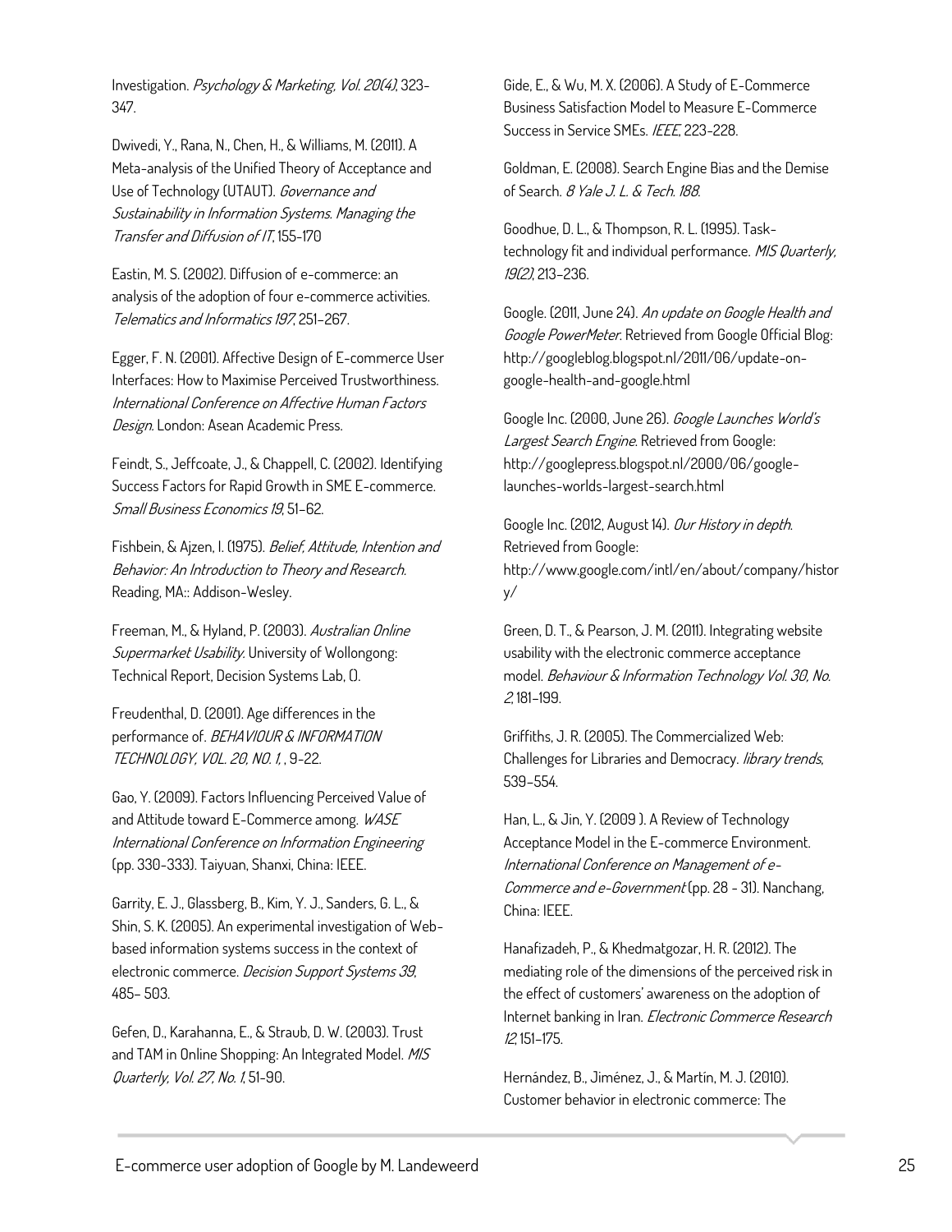Investigation. *Psychology & Marketing, Vol. 20(4)*, 323-347.

Dwivedi, Y., Rana, N., Chen, H., & Williams, M. (2011). A Meta-analysis of the Unified Theory of Acceptance and Use of Technology (UTAUT). *Governance and Sustainability in Information Systems. Managing the Transfer and Diffusion of IT*, 155-170

Eastin, M. S. (2002). Diffusion of e-commerce: an analysis of the adoption of four e-commerce activities. *Telematics and Informatics 197*, 251–267.

Egger, F. N. (2001). Affective Design of E-commerce User Interfaces: How to Maximise Perceived Trustworthiness. *International Conference on Affective Human Factors Design*. London: Asean Academic Press.

Feindt, S., Jeffcoate, J., & Chappell, C. (2002). Identifying Success Factors for Rapid Growth in SME E-commerce. *Small Business Economics 19*, 51–62.

Fishbein, & Ajzen, I. (1975). *Belief, Attitude, Intention and Behavior: An Introduction to Theory and Research*. Reading, MA:: Addison-Wesley.

Freeman, M., & Hyland, P. (2003). *Australian Online Supermarket Usability*. University of Wollongong: Technical Report, Decision Systems Lab, ().

Freudenthal, D. (2001). Age differences in the performance of. *BEHAVIOUR & INFORMATION TECHNOLOGY, VOL. 20, NO. 1*, , 9-22.

Gao, Y. (2009). Factors Influencing Perceived Value of and Attitude toward E-Commerce among. *WASE International Conference on Information Engineering* (pp. 330-333). Taiyuan, Shanxi, China: IEEE.

Garrity, E. J., Glassberg, B., Kim, Y. J., Sanders, G. L., & Shin, S. K. (2005). An experimental investigation of Web-based information systems success in the context of electronic commerce. *Decision Support Systems 39*, 485– 503.

Gefen, D., Karahanna, E., & Straub, D. W. (2003). Trust and TAM in Online Shopping: An Integrated Model. *MIS Quarterly, Vol. 27, No. 1*, 51-90.

Gide, E., & Wu, M. X. (2006). A Study of E-Commerce Business Satisfaction Model to Measure E-Commerce Success in Service SMEs. *IEEE*, 223-228.

Goldman, E. (2008). Search Engine Bias and the Demise of Search. *8 Yale J. L. & Tech. 188*.

Goodhue, D. L., & Thompson, R. L. (1995). Task-technology fit and individual performance. *MIS Quarterly, 19(2)*, 213–236.

Google. (2011, June 24). *An update on Google Health and Google PowerMeter*. Retrieved from Google Official Blog: http://googleblog.blogspot.nl/2011/06/update-on-google-health-and-google.html

Google Inc. (2000, June 26). *Google Launches World's Largest Search Engine*. Retrieved from Google: http://googlepress.blogspot.nl/2000/06/google-launches-worlds-largest-search.html

Google Inc. (2012, August 14). *Our History in depth*. Retrieved from Google: http://www.google.com/intl/en/about/company/history/

Green, D. T., & Pearson, J. M. (2011). Integrating website usability with the electronic commerce acceptance model. *Behaviour & Information Technology Vol. 30, No. 2*, 181–199.

Griffiths, J. R. (2005). The Commercialized Web: Challenges for Libraries and Democracy. *library trends*, 539–554.

Han, L., & Jin, Y. (2009 ). A Review of Technology Acceptance Model in the E-commerce Environment. *International Conference on Management of e-Commerce and e-Government* (pp. 28 - 31). Nanchang, China: IEEE.

Hanafizadeh, P., & Khedmatgozar, H. R. (2012). The mediating role of the dimensions of the perceived risk in the effect of customers' awareness on the adoption of Internet banking in Iran. *Electronic Commerce Research 12*, 151–175.

Hernández, B., Jiménez, J., & Martín, M. J. (2010). Customer behavior in electronic commerce: The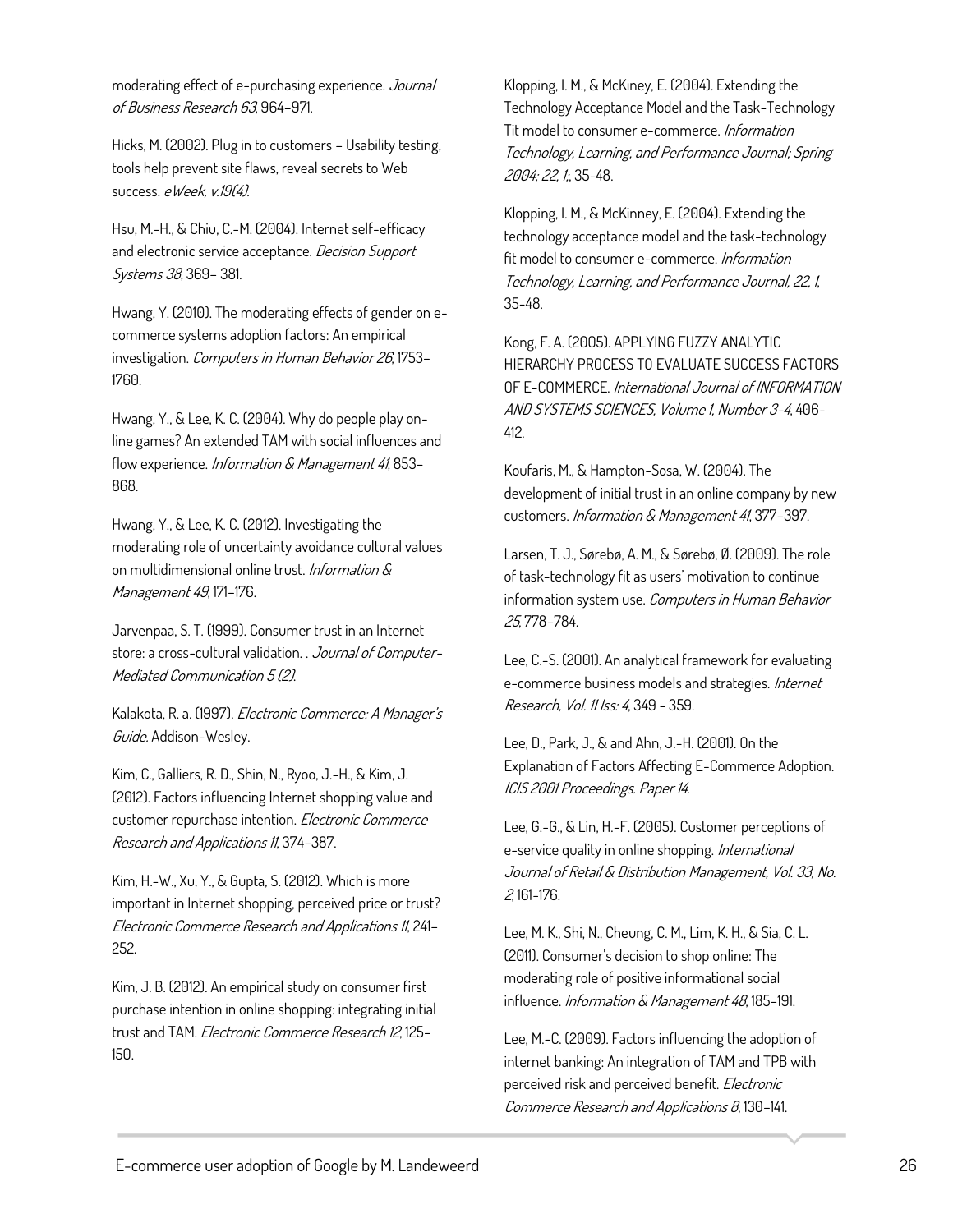moderating effect of e-purchasing experience. *Journal of Business Research 63*, 964–971.

Hicks, M. (2002). Plug in to customers – Usability testing, tools help prevent site flaws, reveal secrets to Web success. *eWeek, v.19(4).*

Hsu, M.-H., & Chiu, C.-M. (2004). Internet self-efficacy and electronic service acceptance. *Decision Support Systems 38*, 369– 381.

Hwang, Y. (2010). The moderating effects of gender on e-commerce systems adoption factors: An empirical investigation. *Computers in Human Behavior 26*, 1753–1760.

Hwang, Y., & Lee, K. C. (2004). Why do people play on-line games? An extended TAM with social influences and flow experience. *Information & Management 41*, 853–868.

Hwang, Y., & Lee, K. C. (2012). Investigating the moderating role of uncertainty avoidance cultural values on multidimensional online trust. *Information & Management 49*, 171–176.

Jarvenpaa, S. T. (1999). Consumer trust in an Internet store: a cross-cultural validation. . *Journal of Computer-Mediated Communication 5 (2).*

Kalakota, R. a. (1997). *Electronic Commerce: A Manager's Guide.* Addison-Wesley.

Kim, C., Galliers, R. D., Shin, N., Ryoo, J.-H., & Kim, J. (2012). Factors influencing Internet shopping value and customer repurchase intention. *Electronic Commerce Research and Applications 11*, 374–387.

Kim, H.-W., Xu, Y., & Gupta, S. (2012). Which is more important in Internet shopping, perceived price or trust? *Electronic Commerce Research and Applications 11*, 241–252.

Kim, J. B. (2012). An empirical study on consumer first purchase intention in online shopping: integrating initial trust and TAM. *Electronic Commerce Research 12*, 125–150.

Klopping, I. M., & McKiney, E. (2004). Extending the Technology Acceptance Model and the Task-Technology Tit model to consumer e-commerce. *Information Technology, Learning, and Performance Journal; Spring 2004; 22, 1;*, 35-48.

Klopping, I. M., & McKinney, E. (2004). Extending the technology acceptance model and the task-technology fit model to consumer e-commerce. *Information Technology, Learning, and Performance Journal, 22, 1*, 35-48.

Kong, F. A. (2005). APPLYING FUZZY ANALYTIC HIERARCHY PROCESS TO EVALUATE SUCCESS FACTORS OF E-COMMERCE. *International Journal of INFORMATION AND SYSTEMS SCIENCES, Volume 1, Number 3-4*, 406-412.

Koufaris, M., & Hampton-Sosa, W. (2004). The development of initial trust in an online company by new customers. *Information & Management 41*, 377–397.

Larsen, T. J., Sørebø, A. M., & Sørebø, Ø. (2009). The role of task-technology fit as users' motivation to continue information system use. *Computers in Human Behavior 25*, 778–784.

Lee, C.-S. (2001). An analytical framework for evaluating e-commerce business models and strategies. *Internet Research, Vol. 11 Iss: 4*, 349 - 359.

Lee, D., Park, J., & and Ahn, J.-H. (2001). On the Explanation of Factors Affecting E-Commerce Adoption. *ICIS 2001 Proceedings. Paper 14.*

Lee, G.-G., & Lin, H.-F. (2005). Customer perceptions of e-service quality in online shopping. *International Journal of Retail & Distribution Management, Vol. 33, No. 2*, 161-176.

Lee, M. K., Shi, N., Cheung, C. M., Lim, K. H., & Sia, C. L. (2011). Consumer's decision to shop online: The moderating role of positive informational social influence. *Information & Management 48*, 185–191.

Lee, M.-C. (2009). Factors influencing the adoption of internet banking: An integration of TAM and TPB with perceived risk and perceived benefit. *Electronic Commerce Research and Applications 8*, 130–141.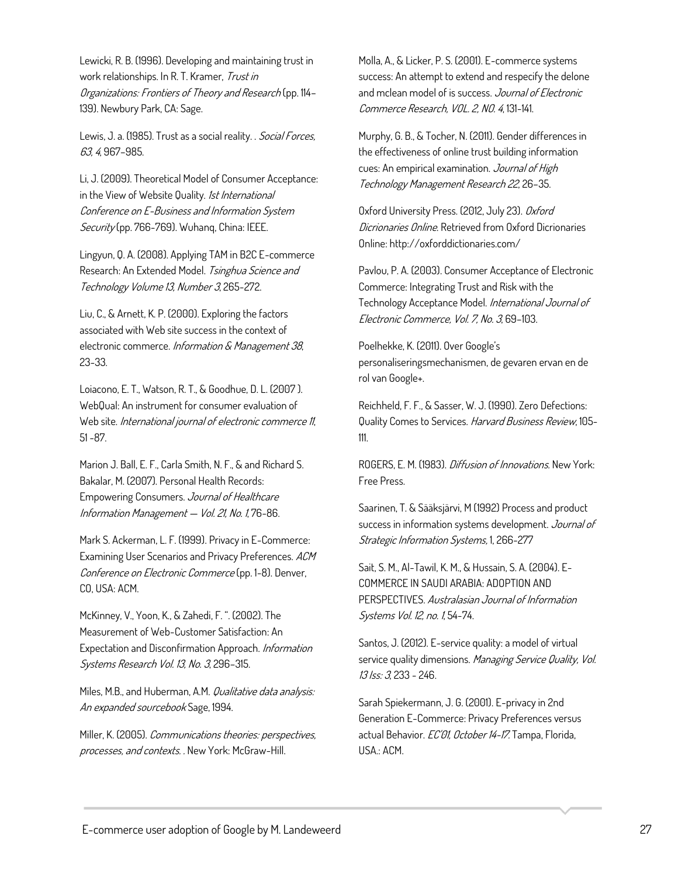Lewicki, R. B. (1996). Developing and maintaining trust in work relationships. In R. T. Kramer, *Trust in Organizations: Frontiers of Theory and Research* (pp. 114–139). Newbury Park, CA: Sage.

Lewis, J. a. (1985). Trust as a social reality. . *Social Forces, 63, 4*, 967–985.

Li, J. (2009). Theoretical Model of Consumer Acceptance: in the View of Website Quality. *1st International Conference on E-Business and Information System Security* (pp. 766-769). Wuhanq, China: IEEE.

Lingyun, Q. A. (2008). Applying TAM in B2C E-commerce Research: An Extended Model. *Tsinghua Science and Technology Volume 13, Number 3*, 265-272.

Liu, C., & Arnett, K. P. (2000). Exploring the factors associated with Web site success in the context of electronic commerce. *Information & Management 38*, 23-33.

Loiacono, E. T., Watson, R. T., & Goodhue, D. L. (2007 ). WebQual: An instrument for consumer evaluation of Web site. *International journal of electronic commerce 11*, 51 -87.

Marion J. Ball, E. F., Carla Smith, N. F., & and Richard S. Bakalar, M. (2007). Personal Health Records: Empowering Consumers. *Journal of Healthcare Information Management — Vol. 21, No. 1*, 76-86.

Mark S. Ackerman, L. F. (1999). Privacy in E-Commerce: Examining User Scenarios and Privacy Preferences. *ACM Conference on Electronic Commerce* (pp. 1-8). Denver, CO, USA: ACM.

McKinney, V., Yoon, K., & Zahedi, F. ". (2002). The Measurement of Web-Customer Satisfaction: An Expectation and Disconfirmation Approach. *Information Systems Research Vol. 13, No. 3*, 296–315.

Miles, M.B., and Huberman, A.M. *Qualitative data analysis: An expanded sourcebook* Sage, 1994.

Miller, K. (2005). *Communications theories: perspectives, processes, and contexts.* . New York: McGraw-Hill.

Molla, A., & Licker, P. S. (2001). E-commerce systems success: An attempt to extend and respecify the delone and mclean model of is success. *Journal of Electronic Commerce Research, VOL. 2, NO. 4*, 131-141.

Murphy, G. B., & Tocher, N. (2011). Gender differences in the effectiveness of online trust building information cues: An empirical examination. *Journal of High Technology Management Research 22*, 26–35.

Oxford University Press. (2012, July 23). *Oxford Dicrionaries Online*. Retrieved from Oxford Dicrionaries Online: http://oxforddictionaries.com/

Pavlou, P. A. (2003). Consumer Acceptance of Electronic Commerce: Integrating Trust and Risk with the Technology Acceptance Model. *International Journal of Electronic Commerce, Vol. 7, No. 3*, 69–103.

Poelhekke, K. (2011). Over Google's personaliseringsmechanismen, de gevaren ervan en de rol van Google+.

Reichheld, F. F., & Sasser, W. J. (1990). Zero Defections: Quality Comes to Services. *Harvard Business Review*, 105-111.

ROGERS, E. M. (1983). *Diffusion of Innovations*. New York: Free Press.

Saarinen, T. & Sääksjärvi, M (1992) Process and product success in information systems development. *Journal of Strategic Information Systems,* 1, 266-277

Sait, S. M., Al-Tawil, K. M., & Hussain, S. A. (2004). E-COMMERCE IN SAUDI ARABIA: ADOPTION AND PERSPECTIVES. *Australasian Journal of Information Systems Vol. 12, no. 1*, 54-74.

Santos, J. (2012). E-service quality: a model of virtual service quality dimensions. *Managing Service Quality, Vol. 13 Iss: 3*, 233 - 246.

Sarah Spiekermann, J. G. (2001). E-privacy in 2nd Generation E-Commerce: Privacy Preferences versus actual Behavior. *EC'01, October 14-17.* Tampa, Florida, USA.: ACM.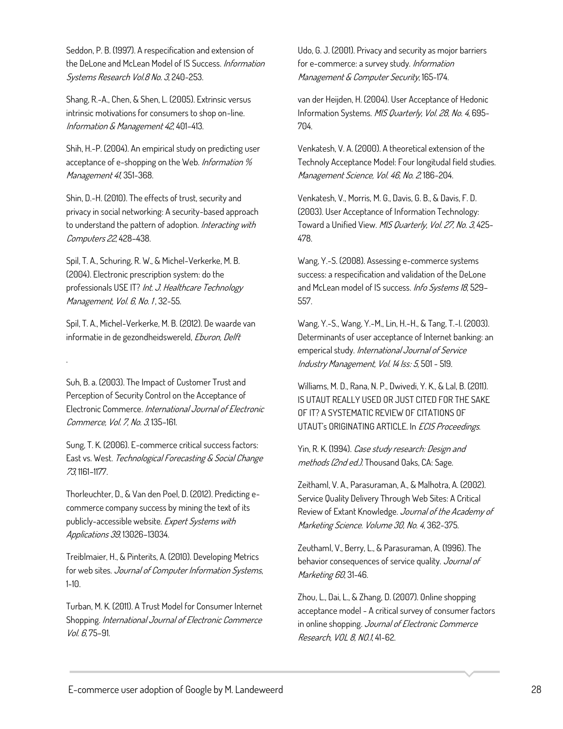Seddon, P. B. (1997). A respecification and extension of the DeLone and McLean Model of IS Success. *Information Systems Research Vol.8 No. 3*, 240-253.

Shang, R.-A., Chen, & Shen, L. (2005). Extrinsic versus intrinsic motivations for consumers to shop on-line. *Information & Management 42*, 401–413.

Shih, H.-P. (2004). An empirical study on predicting user acceptance of e-shopping on the Web. *Information % Management 41*, 351-368.

Shin, D.-H. (2010). The effects of trust, security and privacy in social networking: A security-based approach to understand the pattern of adoption. *Interacting with Computers 22*, 428–438.

Spil, T. A., Schuring, R. W., & Michel-Verkerke, M. B. (2004). Electronic prescription system: do the professionals USE IT? *Int. J. Healthcare Technology Management, Vol. 6, No. 1* , 32-55.

Spil, T. A., Michel-Verkerke, M. B. (2012). De waarde van informatie in de gezondheidswereld, *Eburon, Delft*

.

Suh, B. a. (2003). The Impact of Customer Trust and Perception of Security Control on the Acceptance of Electronic Commerce. *International Journal of Electronic Commerce, Vol. 7, No. 3*, 135–161.

Sung, T. K. (2006). E-commerce critical success factors: East vs. West. *Technological Forecasting & Social Change 73*, 1161–1177.

Thorleuchter, D., & Van den Poel, D. (2012). Predicting e-commerce company success by mining the text of its publicly-accessible website. *Expert Systems with Applications 39*, 13026-13034.

Treiblmaier, H., & Pinterits, A. (2010). Developing Metrics for web sites. *Journal of Computer Information Systems*, 1-10.

Turban, M. K. (2011). A Trust Model for Consumer Internet Shopping. *International Journal of Electronic Commerce Vol. 6*, 75–91.

Udo, G. J. (2001). Privacy and security as mojor barriers for e-commerce: a survey study. *Information Management & Computer Security*, 165-174.

van der Heijden, H. (2004). User Acceptance of Hedonic Information Systems. *MIS Quarterly, Vol. 28, No. 4*, 695-704.

Venkatesh, V. A. (2000). A theoretical extension of the Technoly Acceptance Model: Four longitudal field studies. *Management Science, Vol. 46, No. 2*, 186-204.

Venkatesh, V., Morris, M. G., Davis, G. B., & Davis, F. D. (2003). User Acceptance of Information Technology: Toward a Unified View. *MIS Quarterly, Vol. 27, No. 3*, 425-478.

Wang, Y.-S. (2008). Assessing e-commerce systems success: a respecification and validation of the DeLone and McLean model of IS success. *Info Systems 18*, 529–557.

Wang, Y.-S., Wang, Y.-M., Lin, H.-H., & Tang, T.-I. (2003). Determinants of user acceptance of Internet banking: an emperical study. *International Journal of Service Industry Management, Vol. 14 Iss: 5*, 501 - 519.

Williams, M. D., Rana, N. P., Dwivedi, Y. K., & Lal, B. (2011). IS UTAUT REALLY USED OR JUST CITED FOR THE SAKE OF IT? A SYSTEMATIC REVIEW OF CITATIONS OF UTAUT's ORIGINATING ARTICLE. In *ECIS Proceedings*.

Yin, R. K. (1994). *Case study research: Design and methods (2nd ed.)*. Thousand Oaks, CA: Sage.

Zeithaml, V. A., Parasuraman, A., & Malhotra, A. (2002). Service Quality Delivery Through Web Sites: A Critical Review of Extant Knowledge. *Journal of the Academy of Marketing Science. Volume 30, No. 4*, 362-375.

Zeuthaml, V., Berry, L., & Parasuraman, A. (1996). The behavior consequences of service quality. *Journal of Marketing 60*, 31-46.

Zhou, L., Dai, L., & Zhang, D. (2007). Online shopping acceptance model - A critical survey of consumer factors in online shopping. *Journal of Electronic Commerce Research, VOL 8, NO.1*, 41-62.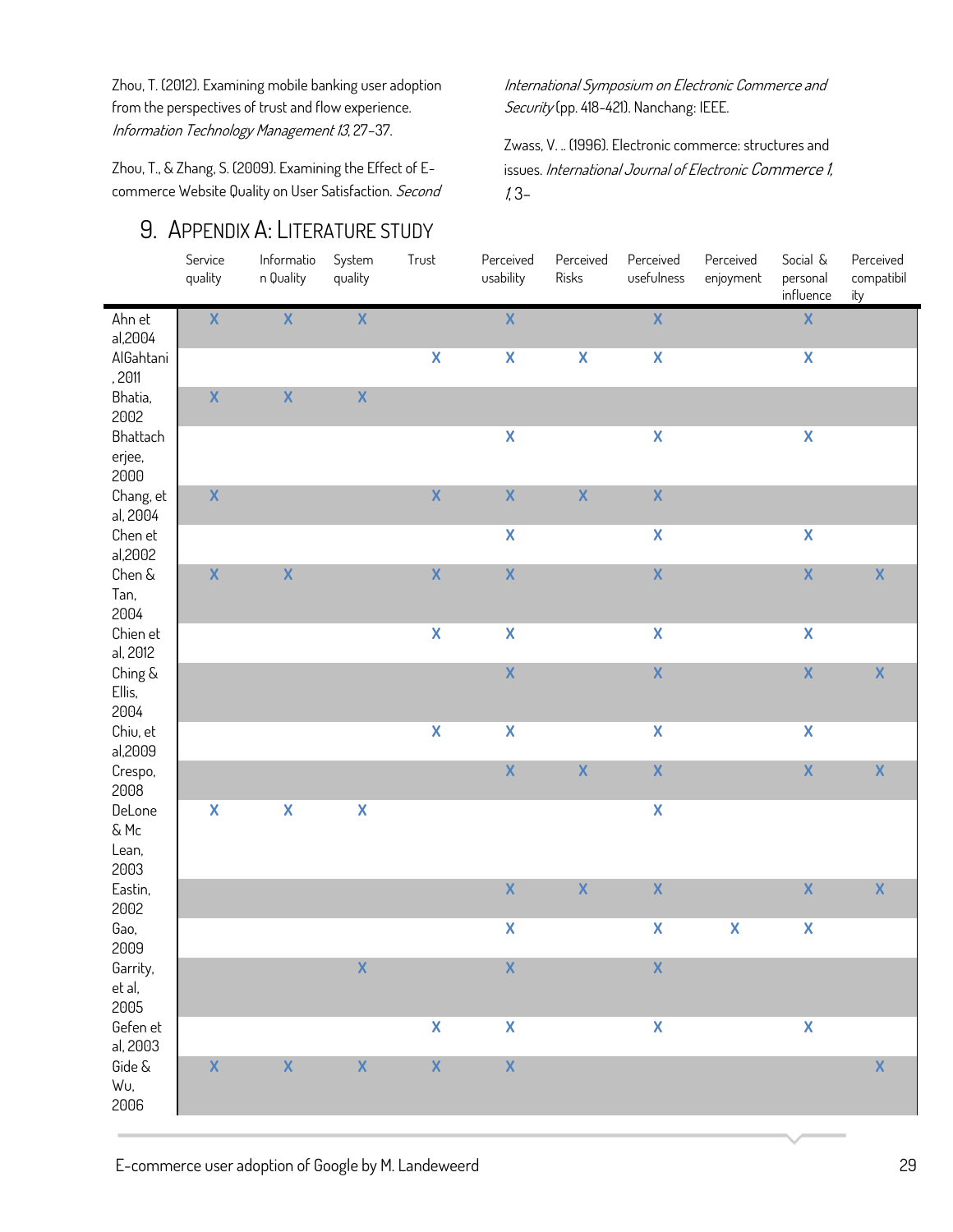Zhou, T. (2012). Examining mobile banking user adoption from the perspectives of trust and flow experience. *Information Technology Management 13*, 27-37.

Zhou, T., & Zhang, S. (2009). Examining the Effect of E-commerce Website Quality on User Satisfaction. *Second International Symposium on Electronic Commerce and Security* (pp. 418-421). Nanchang: IEEE.

Zwass, V. .. (1996). Electronic commerce: structures and issues. *International Journal of Electronic Commerce 1, 1*, 3-

# 9. Appendix A: Literature study

| | Service quality | Information Quality | System quality | Trust | Perceived usability | Perceived Risks | Perceived usefulness | Perceived enjoyment | Social & personal influence | Perceived compatibility |
|---|---|---|---|---|---|---|---|---|---|---|
| Ahn et al,2004 | X | X | X | | X | | X | | X | |
| AlGahtani , 2011 | | | | X | X | X | X | | X | |
| Bhatia, 2002 | X | X | X | | | | | | | |
| Bhattacherjee, 2000 | | | | | X | | X | | X | |
| Chang, et al, 2004 | X | | | X | X | X | X | | | |
| Chen et al,2002 | | | | | X | | X | | X | |
| Chen & Tan, 2004 | X | X | | X | X | | X | | X | X |
| Chien et al, 2012 | | | | X | X | | X | | X | |
| Ching & Ellis, 2004 | | | | | X | | X | | X | X |
| Chiu, et al,2009 | | | | X | X | | X | | X | |
| Crespo, 2008 | | | | | X | X | X | | X | X |
| DeLone & Mc Lean, 2003 | X | X | X | | | | X | | | |
| Eastin, 2002 | | | | | X | X | X | | X | X |
| Gao, 2009 | | | | | X | | X | X | X | |
| Garrity, et al, 2005 | | | X | | X | | X | | | |
| Gefen et al, 2003 | | | | X | X | | X | | X | |
| Gide & Wu, 2006 | X | X | X | X | X | | | | | X |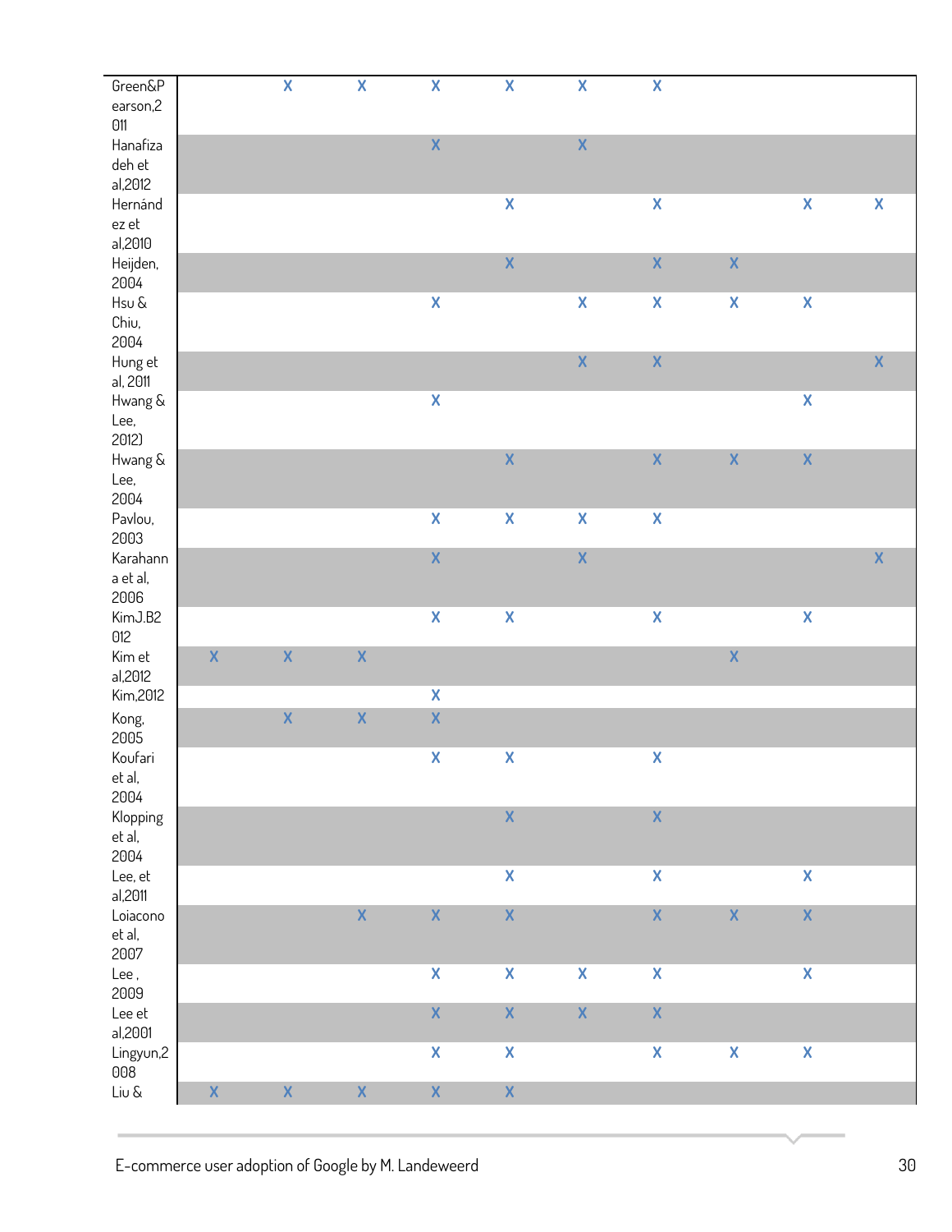| | | | | | | | | | | |
|---|---|---|---|---|---|---|---|---|---|---|
| Green&Pearson,2011 | | X | X | X | X | X | X | | | |
| Hanafizadeh et al,2012 | | | | X | | X | | | | |
| Hernández et al,2010 | | | | | X | | X | | X | X |
| Heijden, 2004 | | | | | X | | X | X | | |
| Hsu & Chiu, 2004 | | | | X | | X | X | X | X | |
| Hung et al, 2011 | | | | | | X | X | | | X |
| Hwang & Lee, 2012) | | | | X | | | | | X | |
| Hwang & Lee, 2004 | | | | | X | | X | X | X | |
| Pavlou, 2003 | | | | X | X | X | X | | | |
| Karahanna et al, 2006 | | | | X | | X | | | | X |
| KimJ.B2012 | | | | X | X | | X | | X | |
| Kim et al,2012 | X | X | X | | | | | X | | |
| Kim,2012 | | | | X | | | | | | |
| Kong, 2005 | | X | X | X | | | | | | |
| Koufari et al, 2004 | | | | X | X | | X | | | |
| Klopping et al, 2004 | | | | | X | | X | | | |
| Lee, et al,2011 | | | | | X | | X | | X | |
| Loiacono et al, 2007 | | | X | X | X | | X | X | X | |
| Lee , 2009 | | | | X | X | X | X | | X | |
| Lee et al,2001 | | | | X | X | X | X | | | |
| Lingyun,2008 | | | | X | X | | X | X | X | |
| Liu & | X | X | X | X | X | | | | | |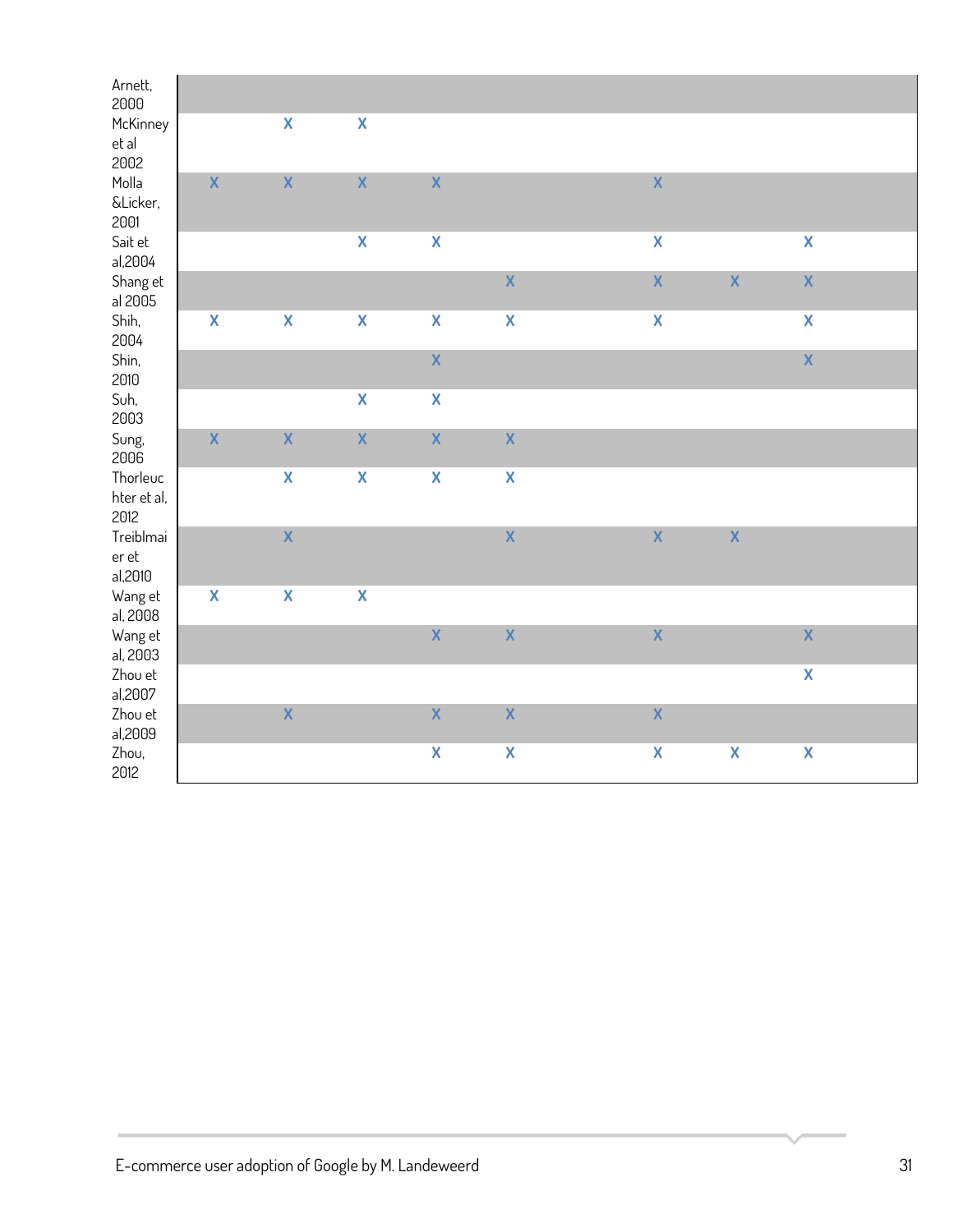| | | | | | | | | | | |
|---|---|---|---|---|---|---|---|---|---|---|
| Arnett, 2000 | | | | | | | | | | |
| McKinney et al 2002 | | X | X | | | | | | | |
| Molla &Licker, 2001 | X | X | X | X | | | X | | | |
| Sait et al,2004 | | | X | X | | | X | | X | |
| Shang et al 2005 | | | | | X | | X | X | X | |
| Shih, 2004 | X | X | X | X | X | | X | | X | |
| Shin, 2010 | | | | X | | | | | X | |
| Suh, 2003 | | | X | X | | | | | | |
| Sung, 2006 | X | X | X | X | X | | | | | |
| Thorleuchter et al, 2012 | | X | X | X | X | | | | | |
| Treiblmaier et al,2010 | | X | | | X | | X | X | | |
| Wang et al, 2008 | X | X | X | | | | | | | |
| Wang et al, 2003 | | | | X | X | | X | | X | |
| Zhou et al,2007 | | | | | | | | | X | |
| Zhou et al,2009 | | X | | X | X | | X | | | |
| Zhou, 2012 | | | | X | X | | X | X | X | |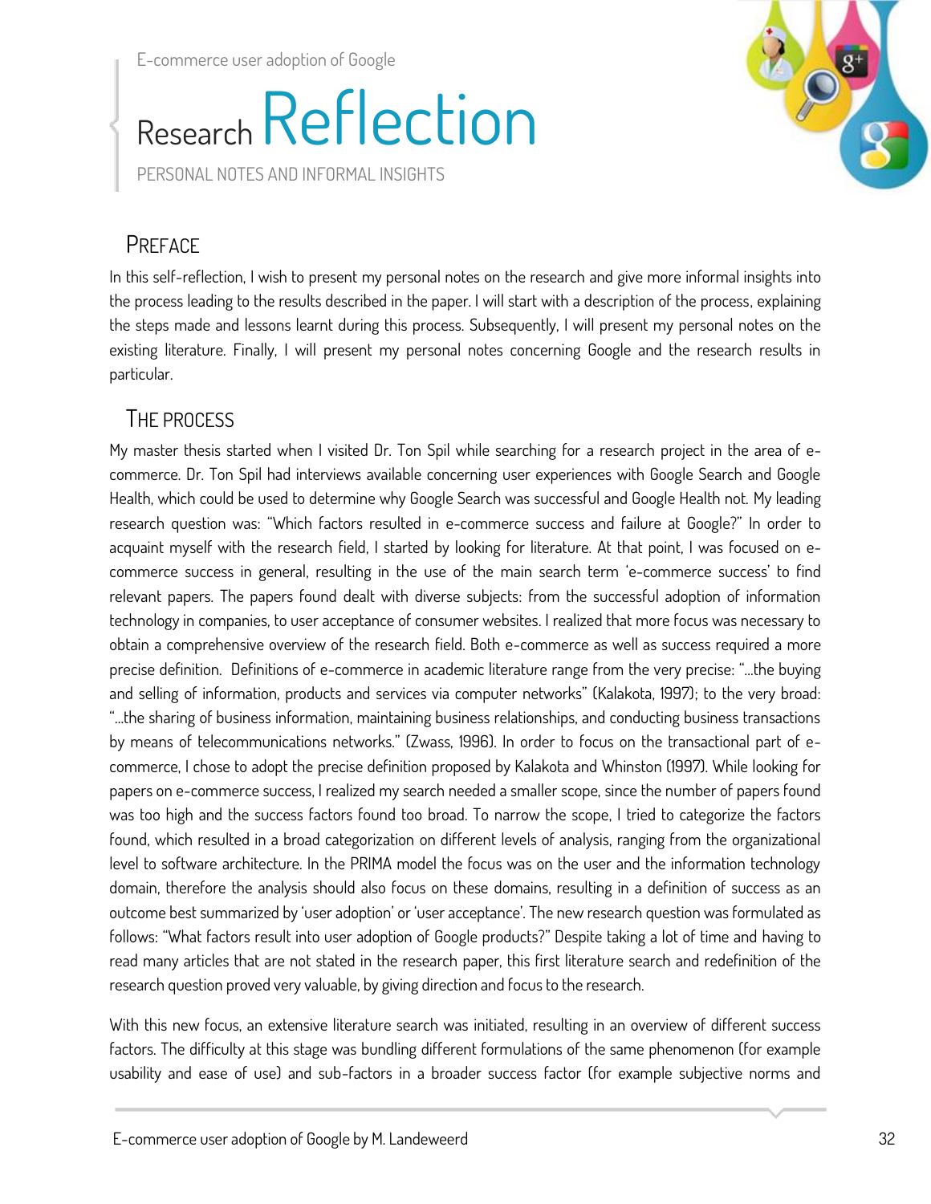# Research Reflection

PERSONAL NOTES AND INFORMAL INSIGHTS

## Preface

In this self-reflection, I wish to present my personal notes on the research and give more informal insights into the process leading to the results described in the paper. I will start with a description of the process, explaining the steps made and lessons learnt during this process. Subsequently, I will present my personal notes on the existing literature. Finally, I will present my personal notes concerning Google and the research results in particular.

## The Process

My master thesis started when I visited Dr. Ton Spil while searching for a research project in the area of e-commerce. Dr. Ton Spil had interviews available concerning user experiences with Google Search and Google Health, which could be used to determine why Google Search was successful and Google Health not. My leading research question was: "Which factors resulted in e-commerce success and failure at Google?" In order to acquaint myself with the research field, I started by looking for literature. At that point, I was focused on e-commerce success in general, resulting in the use of the main search term 'e-commerce success' to find relevant papers. The papers found dealt with diverse subjects: from the successful adoption of information technology in companies, to user acceptance of consumer websites. I realized that more focus was necessary to obtain a comprehensive overview of the research field. Both e-commerce as well as success required a more precise definition. Definitions of e-commerce in academic literature range from the very precise: "…the buying and selling of information, products and services via computer networks" (Kalakota, 1997); to the very broad: "…the sharing of business information, maintaining business relationships, and conducting business transactions by means of telecommunications networks." (Zwass, 1996). In order to focus on the transactional part of e-commerce, I chose to adopt the precise definition proposed by Kalakota and Whinston (1997). While looking for papers on e-commerce success, I realized my search needed a smaller scope, since the number of papers found was too high and the success factors found too broad. To narrow the scope, I tried to categorize the factors found, which resulted in a broad categorization on different levels of analysis, ranging from the organizational level to software architecture. In the PRIMA model the focus was on the user and the information technology domain, therefore the analysis should also focus on these domains, resulting in a definition of success as an outcome best summarized by 'user adoption' or 'user acceptance'. The new research question was formulated as follows: "What factors result into user adoption of Google products?" Despite taking a lot of time and having to read many articles that are not stated in the research paper, this first literature search and redefinition of the research question proved very valuable, by giving direction and focus to the research.

With this new focus, an extensive literature search was initiated, resulting in an overview of different success factors. The difficulty at this stage was bundling different formulations of the same phenomenon (for example usability and ease of use) and sub-factors in a broader success factor (for example subjective norms and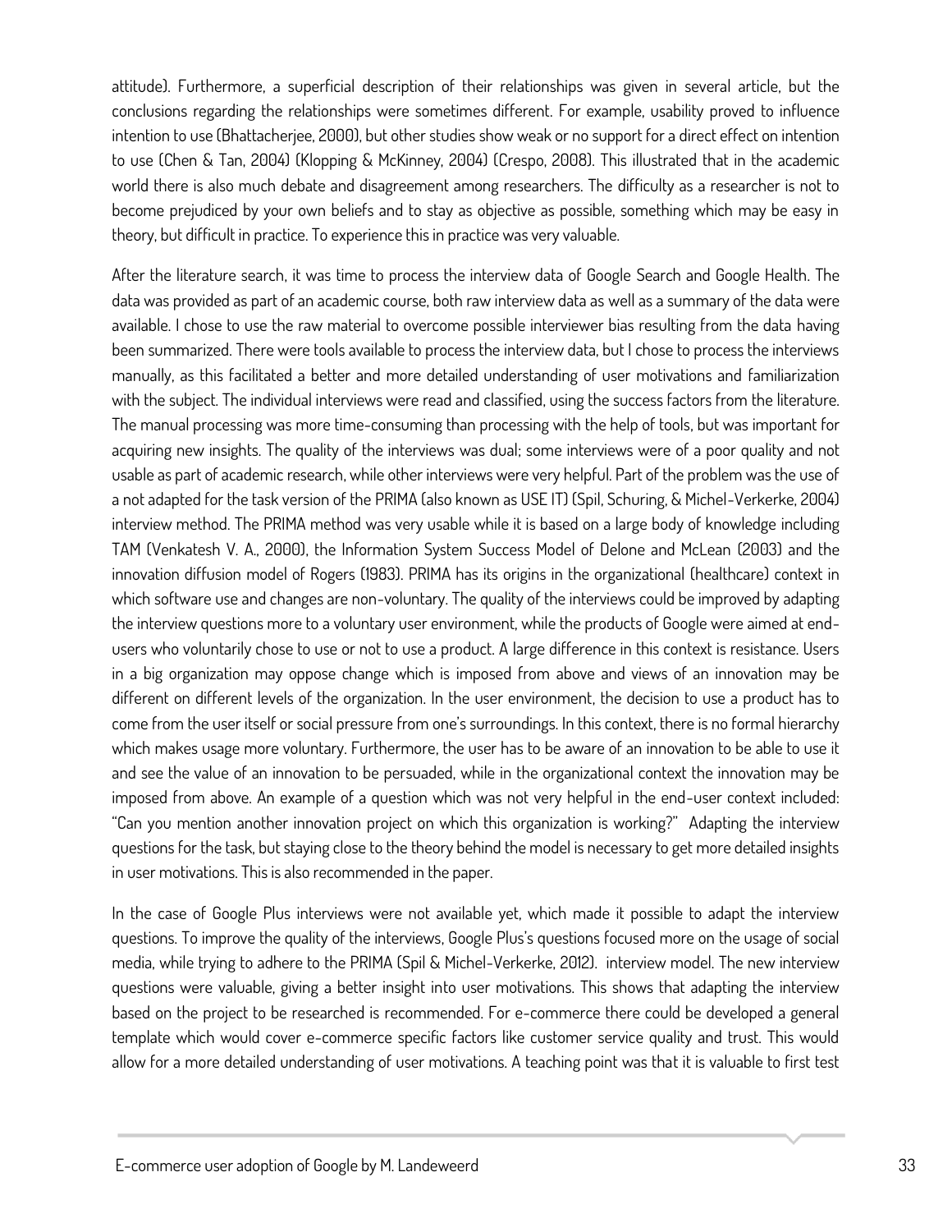attitude). Furthermore, a superficial description of their relationships was given in several article, but the conclusions regarding the relationships were sometimes different. For example, usability proved to influence intention to use (Bhattacherjee, 2000), but other studies show weak or no support for a direct effect on intention to use (Chen & Tan, 2004) (Klopping & McKinney, 2004) (Crespo, 2008). This illustrated that in the academic world there is also much debate and disagreement among researchers. The difficulty as a researcher is not to become prejudiced by your own beliefs and to stay as objective as possible, something which may be easy in theory, but difficult in practice. To experience this in practice was very valuable.

After the literature search, it was time to process the interview data of Google Search and Google Health. The data was provided as part of an academic course, both raw interview data as well as a summary of the data were available. I chose to use the raw material to overcome possible interviewer bias resulting from the data having been summarized. There were tools available to process the interview data, but I chose to process the interviews manually, as this facilitated a better and more detailed understanding of user motivations and familiarization with the subject. The individual interviews were read and classified, using the success factors from the literature. The manual processing was more time-consuming than processing with the help of tools, but was important for acquiring new insights. The quality of the interviews was dual; some interviews were of a poor quality and not usable as part of academic research, while other interviews were very helpful. Part of the problem was the use of a not adapted for the task version of the PRIMA (also known as USE IT) (Spil, Schuring, & Michel-Verkerke, 2004) interview method. The PRIMA method was very usable while it is based on a large body of knowledge including TAM (Venkatesh V. A., 2000), the Information System Success Model of Delone and McLean (2003) and the innovation diffusion model of Rogers (1983). PRIMA has its origins in the organizational (healthcare) context in which software use and changes are non-voluntary. The quality of the interviews could be improved by adapting the interview questions more to a voluntary user environment, while the products of Google were aimed at end-users who voluntarily chose to use or not to use a product. A large difference in this context is resistance. Users in a big organization may oppose change which is imposed from above and views of an innovation may be different on different levels of the organization. In the user environment, the decision to use a product has to come from the user itself or social pressure from one's surroundings. In this context, there is no formal hierarchy which makes usage more voluntary. Furthermore, the user has to be aware of an innovation to be able to use it and see the value of an innovation to be persuaded, while in the organizational context the innovation may be imposed from above. An example of a question which was not very helpful in the end-user context included: "Can you mention another innovation project on which this organization is working?" Adapting the interview questions for the task, but staying close to the theory behind the model is necessary to get more detailed insights in user motivations. This is also recommended in the paper.

In the case of Google Plus interviews were not available yet, which made it possible to adapt the interview questions. To improve the quality of the interviews, Google Plus's questions focused more on the usage of social media, while trying to adhere to the PRIMA (Spil & Michel-Verkerke, 2012). interview model. The new interview questions were valuable, giving a better insight into user motivations. This shows that adapting the interview based on the project to be researched is recommended. For e-commerce there could be developed a general template which would cover e-commerce specific factors like customer service quality and trust. This would allow for a more detailed understanding of user motivations. A teaching point was that it is valuable to first test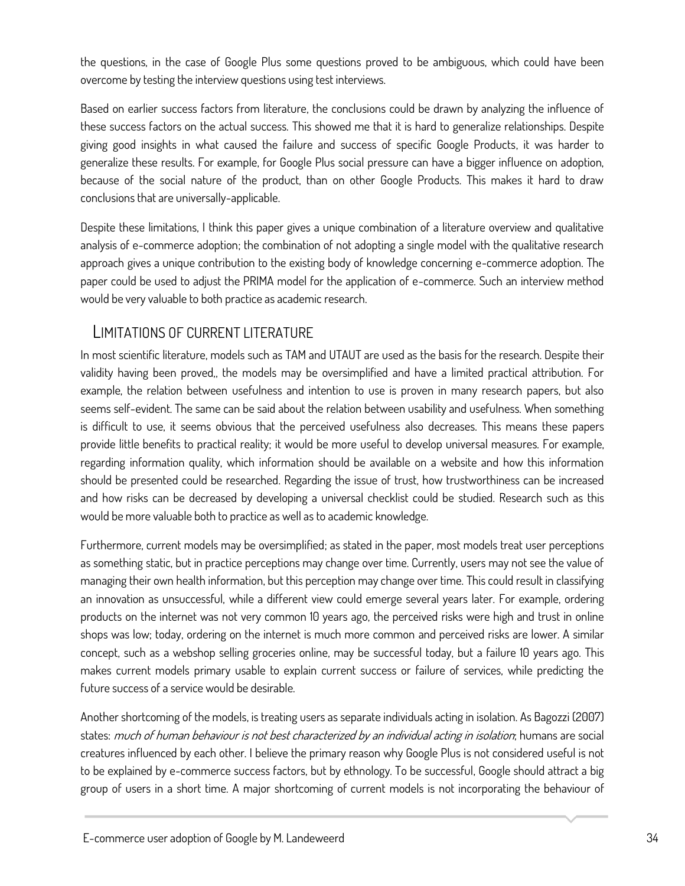the questions, in the case of Google Plus some questions proved to be ambiguous, which could have been overcome by testing the interview questions using test interviews.

Based on earlier success factors from literature, the conclusions could be drawn by analyzing the influence of these success factors on the actual success. This showed me that it is hard to generalize relationships. Despite giving good insights in what caused the failure and success of specific Google Products, it was harder to generalize these results. For example, for Google Plus social pressure can have a bigger influence on adoption, because of the social nature of the product, than on other Google Products. This makes it hard to draw conclusions that are universally-applicable.

Despite these limitations, I think this paper gives a unique combination of a literature overview and qualitative analysis of e-commerce adoption; the combination of not adopting a single model with the qualitative research approach gives a unique contribution to the existing body of knowledge concerning e-commerce adoption. The paper could be used to adjust the PRIMA model for the application of e-commerce. Such an interview method would be very valuable to both practice as academic research.

## Limitations of current literature

In most scientific literature, models such as TAM and UTAUT are used as the basis for the research. Despite their validity having been proved,, the models may be oversimplified and have a limited practical attribution. For example, the relation between usefulness and intention to use is proven in many research papers, but also seems self-evident. The same can be said about the relation between usability and usefulness. When something is difficult to use, it seems obvious that the perceived usefulness also decreases. This means these papers provide little benefits to practical reality; it would be more useful to develop universal measures. For example, regarding information quality, which information should be available on a website and how this information should be presented could be researched. Regarding the issue of trust, how trustworthiness can be increased and how risks can be decreased by developing a universal checklist could be studied. Research such as this would be more valuable both to practice as well as to academic knowledge.

Furthermore, current models may be oversimplified; as stated in the paper, most models treat user perceptions as something static, but in practice perceptions may change over time. Currently, users may not see the value of managing their own health information, but this perception may change over time. This could result in classifying an innovation as unsuccessful, while a different view could emerge several years later. For example, ordering products on the internet was not very common 10 years ago, the perceived risks were high and trust in online shops was low; today, ordering on the internet is much more common and perceived risks are lower. A similar concept, such as a webshop selling groceries online, may be successful today, but a failure 10 years ago. This makes current models primary usable to explain current success or failure of services, while predicting the future success of a service would be desirable.

Another shortcoming of the models, is treating users as separate individuals acting in isolation. As Bagozzi (2007) states: *much of human behaviour is not best characterized by an individual acting in isolation*; humans are social creatures influenced by each other. I believe the primary reason why Google Plus is not considered useful is not to be explained by e-commerce success factors, but by ethnology. To be successful, Google should attract a big group of users in a short time. A major shortcoming of current models is not incorporating the behaviour of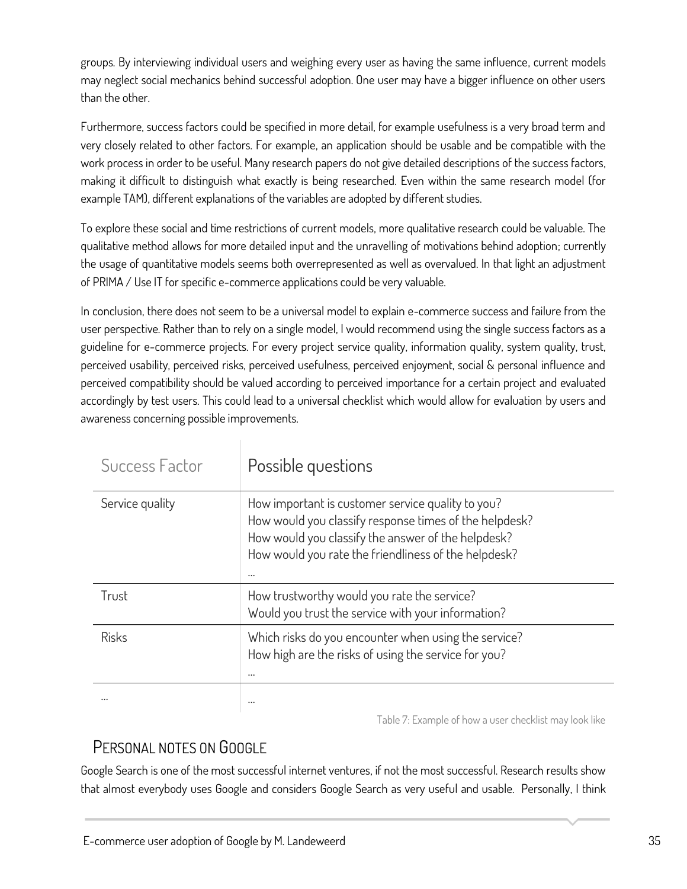groups. By interviewing individual users and weighing every user as having the same influence, current models may neglect social mechanics behind successful adoption. One user may have a bigger influence on other users than the other.

Furthermore, success factors could be specified in more detail, for example usefulness is a very broad term and very closely related to other factors. For example, an application should be usable and be compatible with the work process in order to be useful. Many research papers do not give detailed descriptions of the success factors, making it difficult to distinguish what exactly is being researched. Even within the same research model (for example TAM), different explanations of the variables are adopted by different studies.

To explore these social and time restrictions of current models, more qualitative research could be valuable. The qualitative method allows for more detailed input and the unravelling of motivations behind adoption; currently the usage of quantitative models seems both overrepresented as well as overvalued. In that light an adjustment of PRIMA / Use IT for specific e-commerce applications could be very valuable.

In conclusion, there does not seem to be a universal model to explain e-commerce success and failure from the user perspective. Rather than to rely on a single model, I would recommend using the single success factors as a guideline for e-commerce projects. For every project service quality, information quality, system quality, trust, perceived usability, perceived risks, perceived usefulness, perceived enjoyment, social & personal influence and perceived compatibility should be valued according to perceived importance for a certain project and evaluated accordingly by test users. This could lead to a universal checklist which would allow for evaluation by users and awareness concerning possible improvements.

| Success Factor | Possible questions |
|---|---|
| Service quality | How important is customer service quality to you?<br>How would you classify response times of the helpdesk?<br>How would you classify the answer of the helpdesk?<br>How would you rate the friendliness of the helpdesk?<br>… |
| Trust | How trustworthy would you rate the service?<br>Would you trust the service with your information? |
| Risks | Which risks do you encounter when using the service?<br>How high are the risks of using the service for you?<br>… |
| … | … |

Table 7: Example of how a user checklist may look like

## Personal notes on Google

Google Search is one of the most successful internet ventures, if not the most successful. Research results show that almost everybody uses Google and considers Google Search as very useful and usable. Personally, I think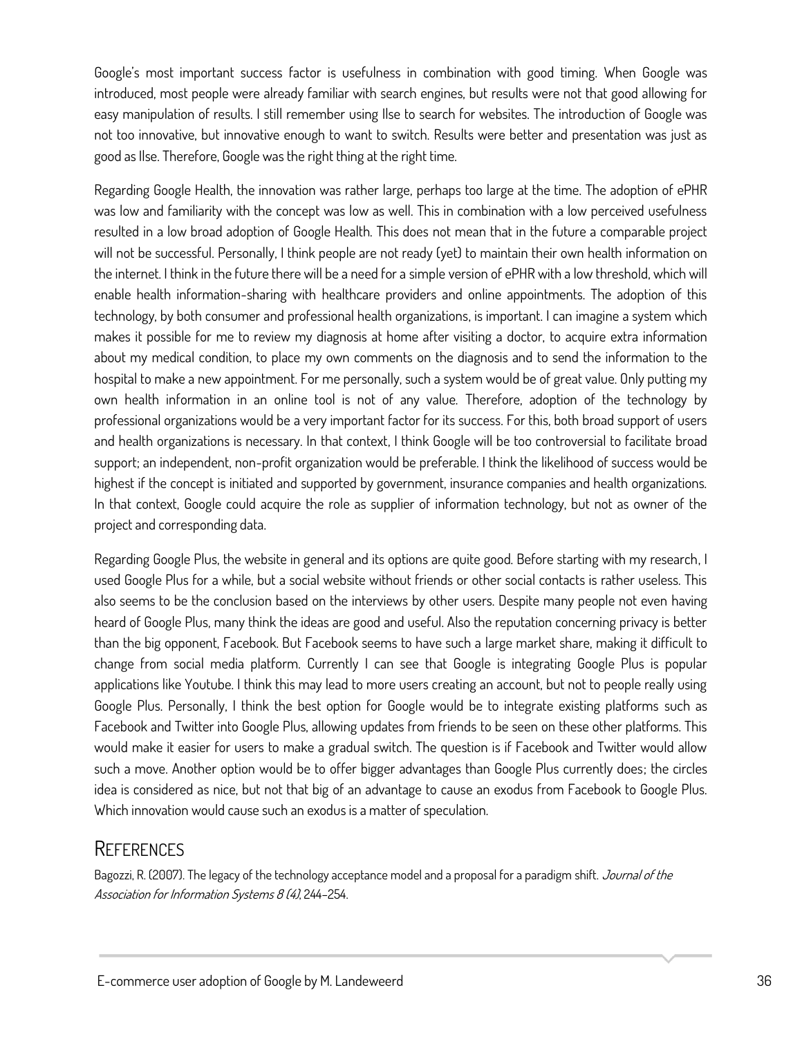Google's most important success factor is usefulness in combination with good timing. When Google was introduced, most people were already familiar with search engines, but results were not that good allowing for easy manipulation of results. I still remember using Ilse to search for websites. The introduction of Google was not too innovative, but innovative enough to want to switch. Results were better and presentation was just as good as Ilse. Therefore, Google was the right thing at the right time.

Regarding Google Health, the innovation was rather large, perhaps too large at the time. The adoption of ePHR was low and familiarity with the concept was low as well. This in combination with a low perceived usefulness resulted in a low broad adoption of Google Health. This does not mean that in the future a comparable project will not be successful. Personally, I think people are not ready (yet) to maintain their own health information on the internet. I think in the future there will be a need for a simple version of ePHR with a low threshold, which will enable health information-sharing with healthcare providers and online appointments. The adoption of this technology, by both consumer and professional health organizations, is important. I can imagine a system which makes it possible for me to review my diagnosis at home after visiting a doctor, to acquire extra information about my medical condition, to place my own comments on the diagnosis and to send the information to the hospital to make a new appointment. For me personally, such a system would be of great value. Only putting my own health information in an online tool is not of any value. Therefore, adoption of the technology by professional organizations would be a very important factor for its success. For this, both broad support of users and health organizations is necessary. In that context, I think Google will be too controversial to facilitate broad support; an independent, non-profit organization would be preferable. I think the likelihood of success would be highest if the concept is initiated and supported by government, insurance companies and health organizations. In that context, Google could acquire the role as supplier of information technology, but not as owner of the project and corresponding data.

Regarding Google Plus, the website in general and its options are quite good. Before starting with my research, I used Google Plus for a while, but a social website without friends or other social contacts is rather useless. This also seems to be the conclusion based on the interviews by other users. Despite many people not even having heard of Google Plus, many think the ideas are good and useful. Also the reputation concerning privacy is better than the big opponent, Facebook. But Facebook seems to have such a large market share, making it difficult to change from social media platform. Currently I can see that Google is integrating Google Plus is popular applications like Youtube. I think this may lead to more users creating an account, but not to people really using Google Plus. Personally, I think the best option for Google would be to integrate existing platforms such as Facebook and Twitter into Google Plus, allowing updates from friends to be seen on these other platforms. This would make it easier for users to make a gradual switch. The question is if Facebook and Twitter would allow such a move. Another option would be to offer bigger advantages than Google Plus currently does; the circles idea is considered as nice, but not that big of an advantage to cause an exodus from Facebook to Google Plus. Which innovation would cause such an exodus is a matter of speculation.

## References

Bagozzi, R. (2007). The legacy of the technology acceptance model and a proposal for a paradigm shift. *Journal of the Association for Information Systems 8 (4)*, 244-254.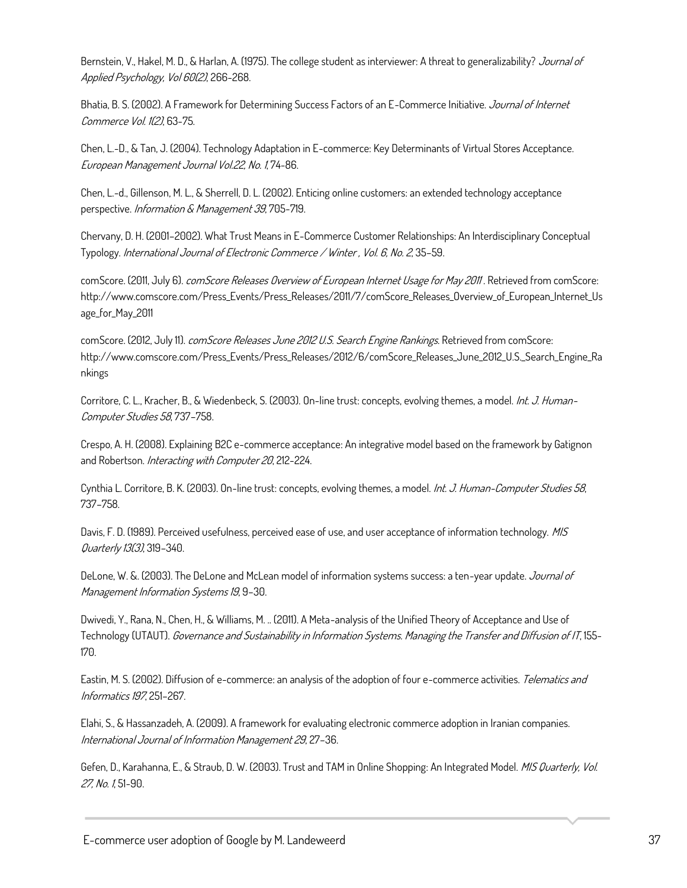Bernstein, V., Hakel, M. D., & Harlan, A. (1975). The college student as interviewer: A threat to generalizability? *Journal of Applied Psychology, Vol 60(2)*, 266-268.

Bhatia, B. S. (2002). A Framework for Determining Success Factors of an E-Commerce Initiative. *Journal of Internet Commerce Vol. 1(2)*, 63-75.

Chen, L.-D., & Tan, J. (2004). Technology Adaptation in E-commerce: Key Determinants of Virtual Stores Acceptance. *European Management Journal Vol.22, No. 1*, 74-86.

Chen, L.-d., Gillenson, M. L., & Sherrell, D. L. (2002). Enticing online customers: an extended technology acceptance perspective. *Information & Management 39*, 705-719.

Chervany, D. H. (2001–2002). What Trust Means in E-Commerce Customer Relationships: An Interdisciplinary Conceptual Typology. *International Journal of Electronic Commerce / Winter , Vol. 6, No. 2*, 35–59.

comScore. (2011, July 6). *comScore Releases Overview of European Internet Usage for May 2011* . Retrieved from comScore: http://www.comscore.com/Press_Events/Press_Releases/2011/7/comScore_Releases_Overview_of_European_Internet_Usage_for_May_2011

comScore. (2012, July 11). *comScore Releases June 2012 U.S. Search Engine Rankings*. Retrieved from comScore: http://www.comscore.com/Press_Events/Press_Releases/2012/6/comScore_Releases_June_2012_U.S._Search_Engine_Rankings

Corritore, C. L., Kracher, B., & Wiedenbeck, S. (2003). On-line trust: concepts, evolving themes, a model. *Int. J. Human-Computer Studies 58*, 737–758.

Crespo, A. H. (2008). Explaining B2C e-commerce acceptance: An integrative model based on the framework by Gatignon and Robertson. *Interacting with Computer 20*, 212-224.

Cynthia L. Corritore, B. K. (2003). On-line trust: concepts, evolving themes, a model. *Int. J. Human-Computer Studies 58*, 737–758.

Davis, F. D. (1989). Perceived usefulness, perceived ease of use, and user acceptance of information technology. *MIS Quarterly 13(3)*, 319–340.

DeLone, W. &. (2003). The DeLone and McLean model of information systems success: a ten-year update. *Journal of Management Information Systems 19*, 9–30.

Dwivedi, Y., Rana, N., Chen, H., & Williams, M. .. (2011). A Meta-analysis of the Unified Theory of Acceptance and Use of Technology (UTAUT). *Governance and Sustainability in Information Systems. Managing the Transfer and Diffusion of IT*, 155-170.

Eastin, M. S. (2002). Diffusion of e-commerce: an analysis of the adoption of four e-commerce activities. *Telematics and Informatics 197*, 251–267.

Elahi, S., & Hassanzadeh, A. (2009). A framework for evaluating electronic commerce adoption in Iranian companies. *International Journal of Information Management 29*, 27–36.

Gefen, D., Karahanna, E., & Straub, D. W. (2003). Trust and TAM in Online Shopping: An Integrated Model. *MIS Quarterly, Vol. 27, No. 1*, 51-90.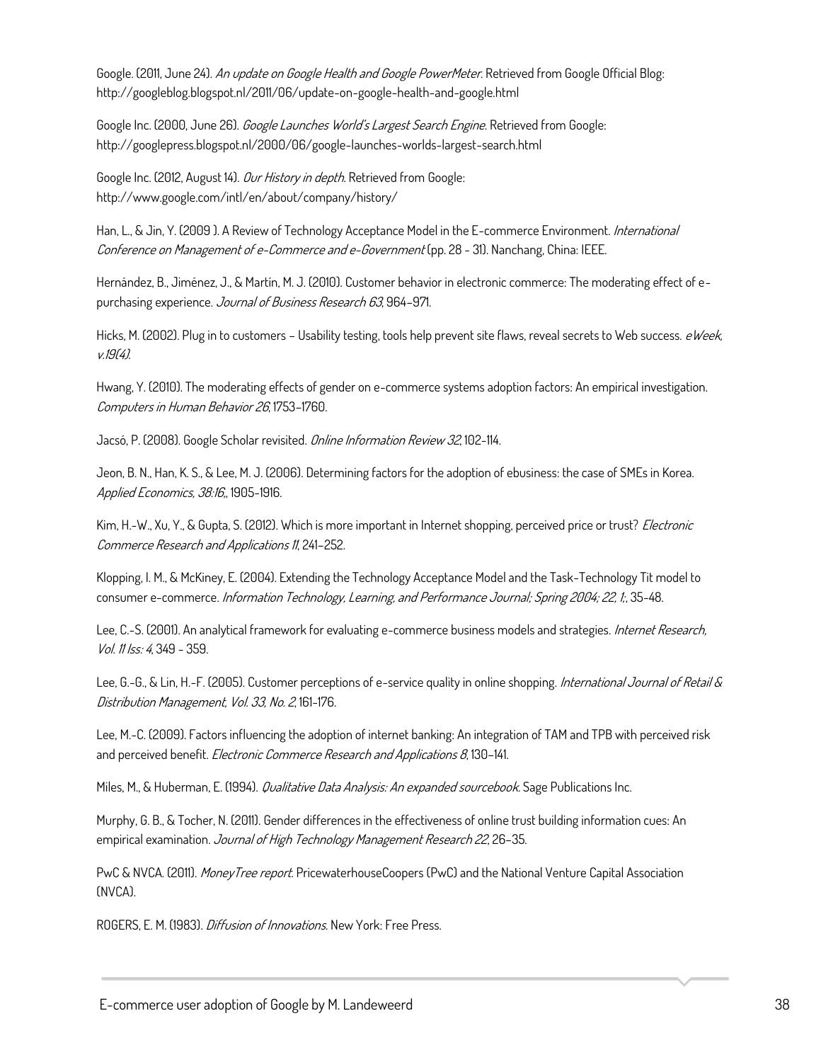Google. (2011, June 24). *An update on Google Health and Google PowerMeter*. Retrieved from Google Official Blog: http://googleblog.blogspot.nl/2011/06/update-on-google-health-and-google.html

Google Inc. (2000, June 26). *Google Launches World's Largest Search Engine*. Retrieved from Google: http://googlepress.blogspot.nl/2000/06/google-launches-worlds-largest-search.html

Google Inc. (2012, August 14). *Our History in depth*. Retrieved from Google: http://www.google.com/intl/en/about/company/history/

Han, L., & Jin, Y. (2009 ). A Review of Technology Acceptance Model in the E-commerce Environment. *International Conference on Management of e-Commerce and e-Government* (pp. 28 - 31). Nanchang, China: IEEE.

Hernández, B., Jiménez, J., & Martín, M. J. (2010). Customer behavior in electronic commerce: The moderating effect of e-purchasing experience. *Journal of Business Research 63*, 964–971.

Hicks, M. (2002). Plug in to customers – Usability testing, tools help prevent site flaws, reveal secrets to Web success. *eWeek, v.19(4)*.

Hwang, Y. (2010). The moderating effects of gender on e-commerce systems adoption factors: An empirical investigation. *Computers in Human Behavior 26*, 1753–1760.

Jacsó, P. (2008). Google Scholar revisited. *Online Information Review 32*, 102-114.

Jeon, B. N., Han, K. S., & Lee, M. J. (2006). Determining factors for the adoption of ebusiness: the case of SMEs in Korea. *Applied Economics, 38:16,*, 1905-1916.

Kim, H.-W., Xu, Y., & Gupta, S. (2012). Which is more important in Internet shopping, perceived price or trust? *Electronic Commerce Research and Applications 11*, 241–252.

Klopping, I. M., & McKiney, E. (2004). Extending the Technology Acceptance Model and the Task-Technology Tit model to consumer e-commerce. *Information Technology, Learning, and Performance Journal; Spring 2004; 22, 1;*, 35-48.

Lee, C.-S. (2001). An analytical framework for evaluating e-commerce business models and strategies. *Internet Research, Vol. 11 Iss: 4*, 349 - 359.

Lee, G.-G., & Lin, H.-F. (2005). Customer perceptions of e-service quality in online shopping. *International Journal of Retail & Distribution Management, Vol. 33, No. 2*, 161-176.

Lee, M.-C. (2009). Factors influencing the adoption of internet banking: An integration of TAM and TPB with perceived risk and perceived benefit. *Electronic Commerce Research and Applications 8*, 130–141.

Miles, M., & Huberman, E. (1994). *Qualitative Data Analysis: An expanded sourcebook*. Sage Publications Inc.

Murphy, G. B., & Tocher, N. (2011). Gender differences in the effectiveness of online trust building information cues: An empirical examination. *Journal of High Technology Management Research 22*, 26–35.

PwC & NVCA. (2011). *MoneyTree report*. PricewaterhouseCoopers (PwC) and the National Venture Capital Association (NVCA).

ROGERS, E. M. (1983). *Diffusion of Innovations*. New York: Free Press.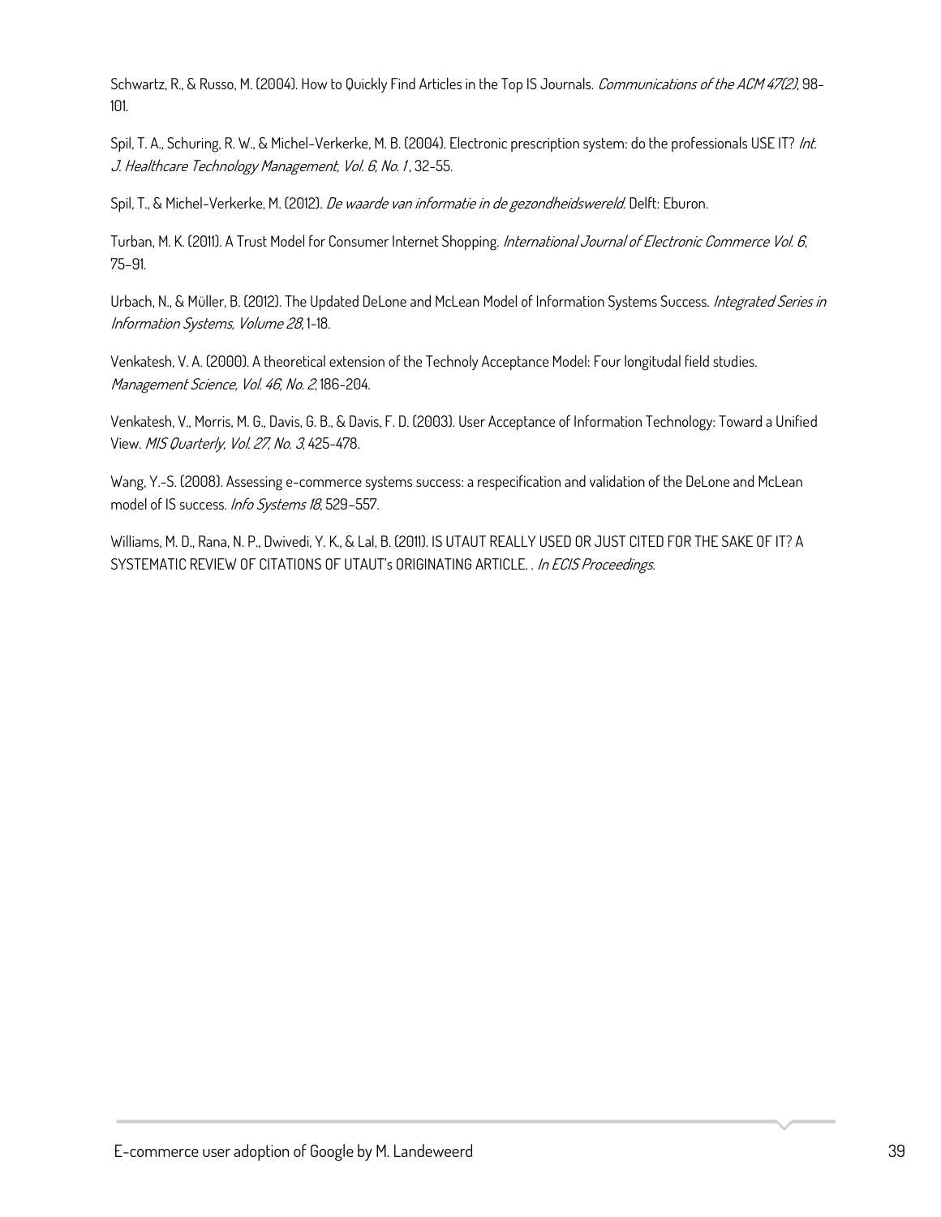Schwartz, R., & Russo, M. (2004). How to Quickly Find Articles in the Top IS Journals. *Communications of the ACM 47(2)*, 98-101.

Spil, T. A., Schuring, R. W., & Michel-Verkerke, M. B. (2004). Electronic prescription system: do the professionals USE IT? *Int. J. Healthcare Technology Management, Vol. 6, No. 1*, 32-55.

Spil, T., & Michel-Verkerke, M. (2012). *De waarde van informatie in de gezondheidswereld.* Delft: Eburon.

Turban, M. K. (2011). A Trust Model for Consumer Internet Shopping. *International Journal of Electronic Commerce Vol. 6*, 75-91.

Urbach, N., & Müller, B. (2012). The Updated DeLone and McLean Model of Information Systems Success. *Integrated Series in Information Systems, Volume 28*, 1-18.

Venkatesh, V. A. (2000). A theoretical extension of the Technoly Acceptance Model: Four longitudal field studies. *Management Science, Vol. 46, No. 2*, 186-204.

Venkatesh, V., Morris, M. G., Davis, G. B., & Davis, F. D. (2003). User Acceptance of Information Technology: Toward a Unified View. *MIS Quarterly, Vol. 27, No. 3*, 425-478.

Wang, Y.-S. (2008). Assessing e-commerce systems success: a respecification and validation of the DeLone and McLean model of IS success. *Info Systems 18*, 529–557.

Williams, M. D., Rana, N. P., Dwivedi, Y. K., & Lal, B. (2011). IS UTAUT REALLY USED OR JUST CITED FOR THE SAKE OF IT? A SYSTEMATIC REVIEW OF CITATIONS OF UTAUT's ORIGINATING ARTICLE. . *In ECIS Proceedings.*